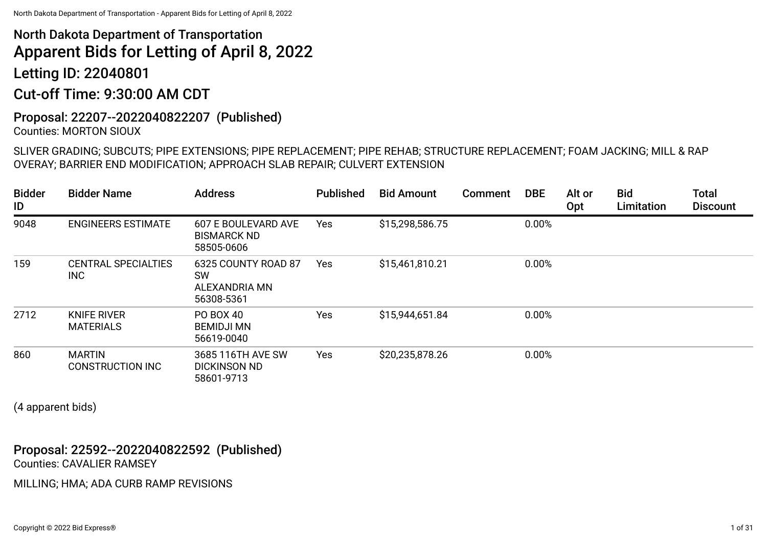## North Dakota Department of Transportation

# Apparent Bids for Letting of April 8, 2022

## Letting ID: 22040801

## Cut-off Time: 9:30:00 AM CDT

### Proposal: 22207--2022040822207 (Published)

Counties: MORTON SIOUX

SLIVER GRADING; SUBCUTS; PIPE EXTENSIONS; PIPE REPLACEMENT; PIPE REHAB; STRUCTURE REPLACEMENT; FOAM JACKING; MILL & RAP OVERAY; BARRIER END MODIFICATION; APPROACH SLAB REPAIR; CULVERT EXTENSION

| Bidder ID | Bidder Name | Address | Published | Bid Amount | Comment | DBE | Alt or Opt | Bid Limitation | Total Discount |
|---|---|---|---|---|---|---|---|---|---|
| 9048 | ENGINEERS ESTIMATE | 607 E BOULEVARD AVE BISMARCK ND 58505-0606 | Yes | $15,298,586.75 | | 0.00% | | | |
| 159 | CENTRAL SPECIALTIES INC | 6325 COUNTY ROAD 87 SW ALEXANDRIA MN 56308-5361 | Yes | $15,461,810.21 | | 0.00% | | | |
| 2712 | KNIFE RIVER MATERIALS | PO BOX 40 BEMIDJI MN 56619-0040 | Yes | $15,944,651.84 | | 0.00% | | | |
| 860 | MARTIN CONSTRUCTION INC | 3685 116TH AVE SW DICKINSON ND 58601-9713 | Yes | $20,235,878.26 | | 0.00% | | | |

(4 apparent bids)

### Proposal: 22592--2022040822592 (Published)

Counties: CAVALIER RAMSEY

MILLING; HMA; ADA CURB RAMP REVISIONS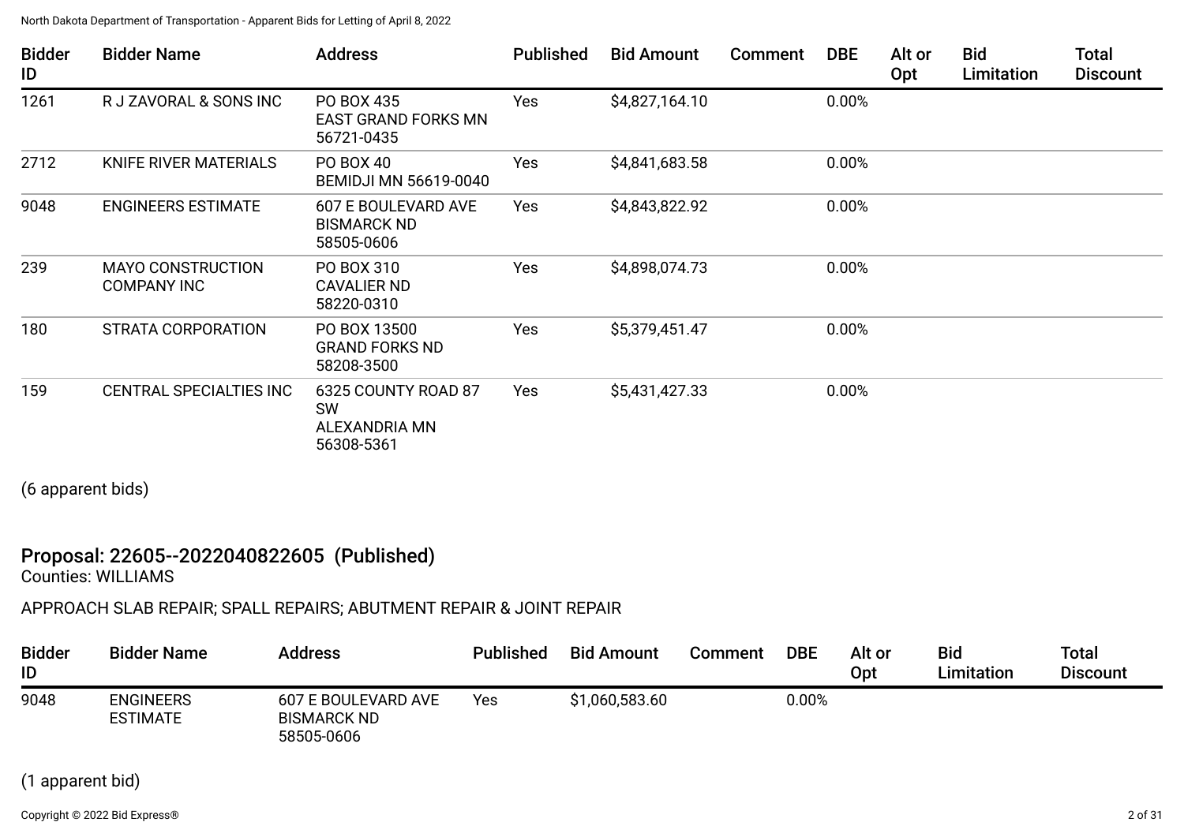| Bidder ID | Bidder Name | Address | Published | Bid Amount | Comment | DBE | Alt or Opt | Bid Limitation | Total Discount |
|---|---|---|---|---|---|---|---|---|---|
| 1261 | R J ZAVORAL & SONS INC | PO BOX 435 EAST GRAND FORKS MN 56721-0435 | Yes | $4,827,164.10 | | 0.00% | | | |
| 2712 | KNIFE RIVER MATERIALS | PO BOX 40 BEMIDJI MN 56619-0040 | Yes | $4,841,683.58 | | 0.00% | | | |
| 9048 | ENGINEERS ESTIMATE | 607 E BOULEVARD AVE BISMARCK ND 58505-0606 | Yes | $4,843,822.92 | | 0.00% | | | |
| 239 | MAYO CONSTRUCTION COMPANY INC | PO BOX 310 CAVALIER ND 58220-0310 | Yes | $4,898,074.73 | | 0.00% | | | |
| 180 | STRATA CORPORATION | PO BOX 13500 GRAND FORKS ND 58208-3500 | Yes | $5,379,451.47 | | 0.00% | | | |
| 159 | CENTRAL SPECIALTIES INC | 6325 COUNTY ROAD 87 SW ALEXANDRIA MN 56308-5361 | Yes | $5,431,427.33 | | 0.00% | | | |

(6 apparent bids)

## Proposal: 22605--2022040822605 (Published)

Counties: WILLIAMS

APPROACH SLAB REPAIR; SPALL REPAIRS; ABUTMENT REPAIR & JOINT REPAIR

| Bidder ID | Bidder Name | Address | Published | Bid Amount | Comment | DBE | Alt or Opt | Bid Limitation | Total Discount |
|---|---|---|---|---|---|---|---|---|---|
| 9048 | ENGINEERS ESTIMATE | 607 E BOULEVARD AVE BISMARCK ND 58505-0606 | Yes | $1,060,583.60 | | 0.00% | | | |

(1 apparent bid)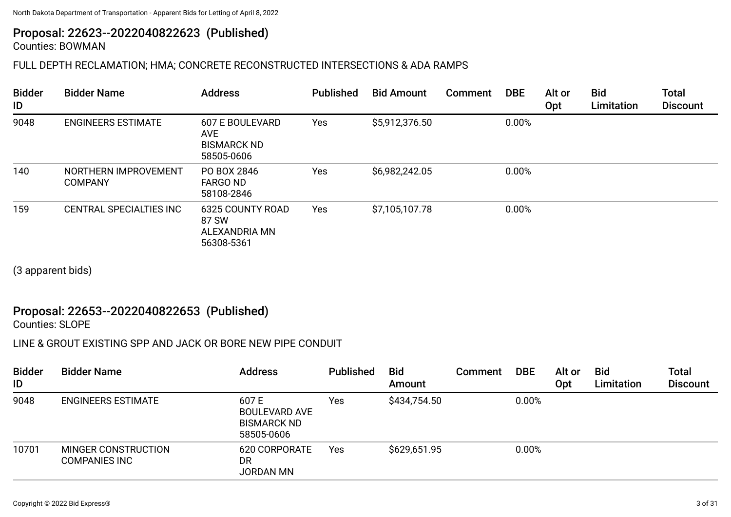## Proposal: 22623--2022040822623 (Published)

Counties: BOWMAN

FULL DEPTH RECLAMATION; HMA; CONCRETE RECONSTRUCTED INTERSECTIONS & ADA RAMPS

| Bidder ID | Bidder Name | Address | Published | Bid Amount | Comment | DBE | Alt or Opt | Bid Limitation | Total Discount |
|---|---|---|---|---|---|---|---|---|---|
| 9048 | ENGINEERS ESTIMATE | 607 E BOULEVARD AVE BISMARCK ND 58505-0606 | Yes | $5,912,376.50 | | 0.00% | | | |
| 140 | NORTHERN IMPROVEMENT COMPANY | PO BOX 2846 FARGO ND 58108-2846 | Yes | $6,982,242.05 | | 0.00% | | | |
| 159 | CENTRAL SPECIALTIES INC | 6325 COUNTY ROAD 87 SW ALEXANDRIA MN 56308-5361 | Yes | $7,105,107.78 | | 0.00% | | | |

(3 apparent bids)

## Proposal: 22653--2022040822653 (Published)

Counties: SLOPE

LINE & GROUT EXISTING SPP AND JACK OR BORE NEW PIPE CONDUIT

| Bidder ID | Bidder Name | Address | Published | Bid Amount | Comment | DBE | Alt or Opt | Bid Limitation | Total Discount |
|---|---|---|---|---|---|---|---|---|---|
| 9048 | ENGINEERS ESTIMATE | 607 E BOULEVARD AVE BISMARCK ND 58505-0606 | Yes | $434,754.50 | | 0.00% | | | |
| 10701 | MINGER CONSTRUCTION COMPANIES INC | 620 CORPORATE DR JORDAN MN | Yes | $629,651.95 | | 0.00% | | | |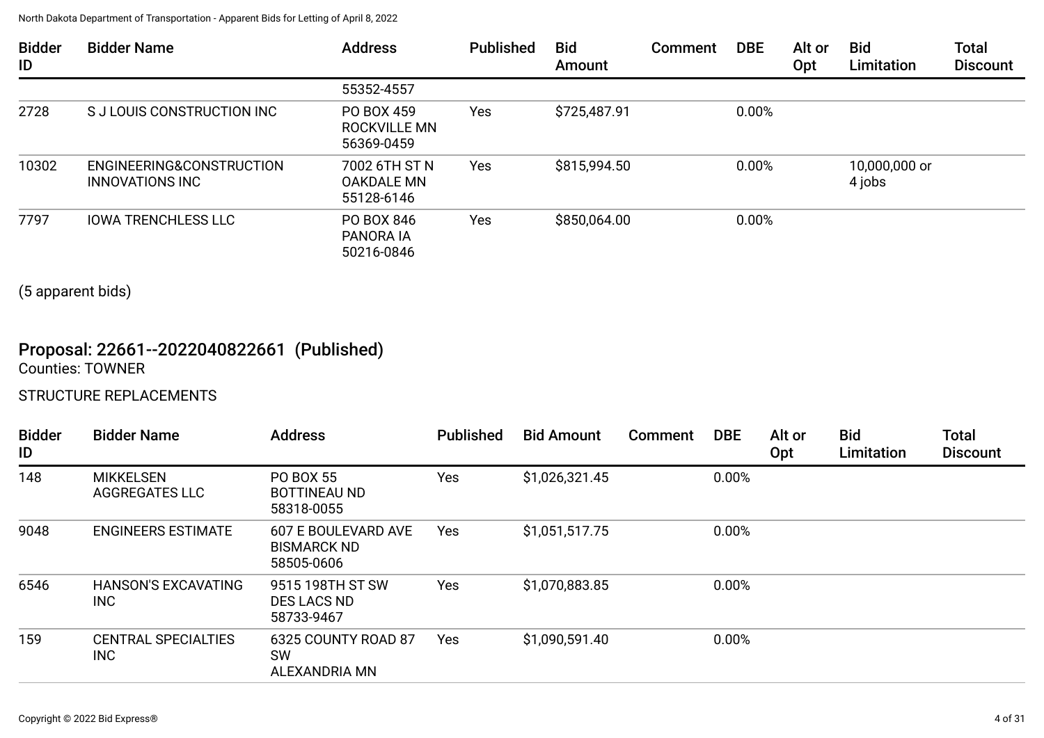| Bidder ID | Bidder Name | Address | Published | Bid Amount | Comment | DBE | Alt or Opt | Bid Limitation | Total Discount |
|---|---|---|---|---|---|---|---|---|---|
| | | 55352-4557 | | | | | | | |
| 2728 | S J LOUIS CONSTRUCTION INC | PO BOX 459 ROCKVILLE MN 56369-0459 | Yes | $725,487.91 | | 0.00% | | | |
| 10302 | ENGINEERING&CONSTRUCTION INNOVATIONS INC | 7002 6TH ST N OAKDALE MN 55128-6146 | Yes | $815,994.50 | | 0.00% | | 10,000,000 or 4 jobs | |
| 7797 | IOWA TRENCHLESS LLC | PO BOX 846 PANORA IA 50216-0846 | Yes | $850,064.00 | | 0.00% | | | |

(5 apparent bids)

## Proposal: 22661--2022040822661 (Published)

Counties: TOWNER

STRUCTURE REPLACEMENTS

| Bidder ID | Bidder Name | Address | Published | Bid Amount | Comment | DBE | Alt or Opt | Bid Limitation | Total Discount |
|---|---|---|---|---|---|---|---|---|---|
| 148 | MIKKELSEN AGGREGATES LLC | PO BOX 55 BOTTINEAU ND 58318-0055 | Yes | $1,026,321.45 | | 0.00% | | | |
| 9048 | ENGINEERS ESTIMATE | 607 E BOULEVARD AVE BISMARCK ND 58505-0606 | Yes | $1,051,517.75 | | 0.00% | | | |
| 6546 | HANSON'S EXCAVATING INC | 9515 198TH ST SW DES LACS ND 58733-9467 | Yes | $1,070,883.85 | | 0.00% | | | |
| 159 | CENTRAL SPECIALTIES INC | 6325 COUNTY ROAD 87 SW ALEXANDRIA MN | Yes | $1,090,591.40 | | 0.00% | | | |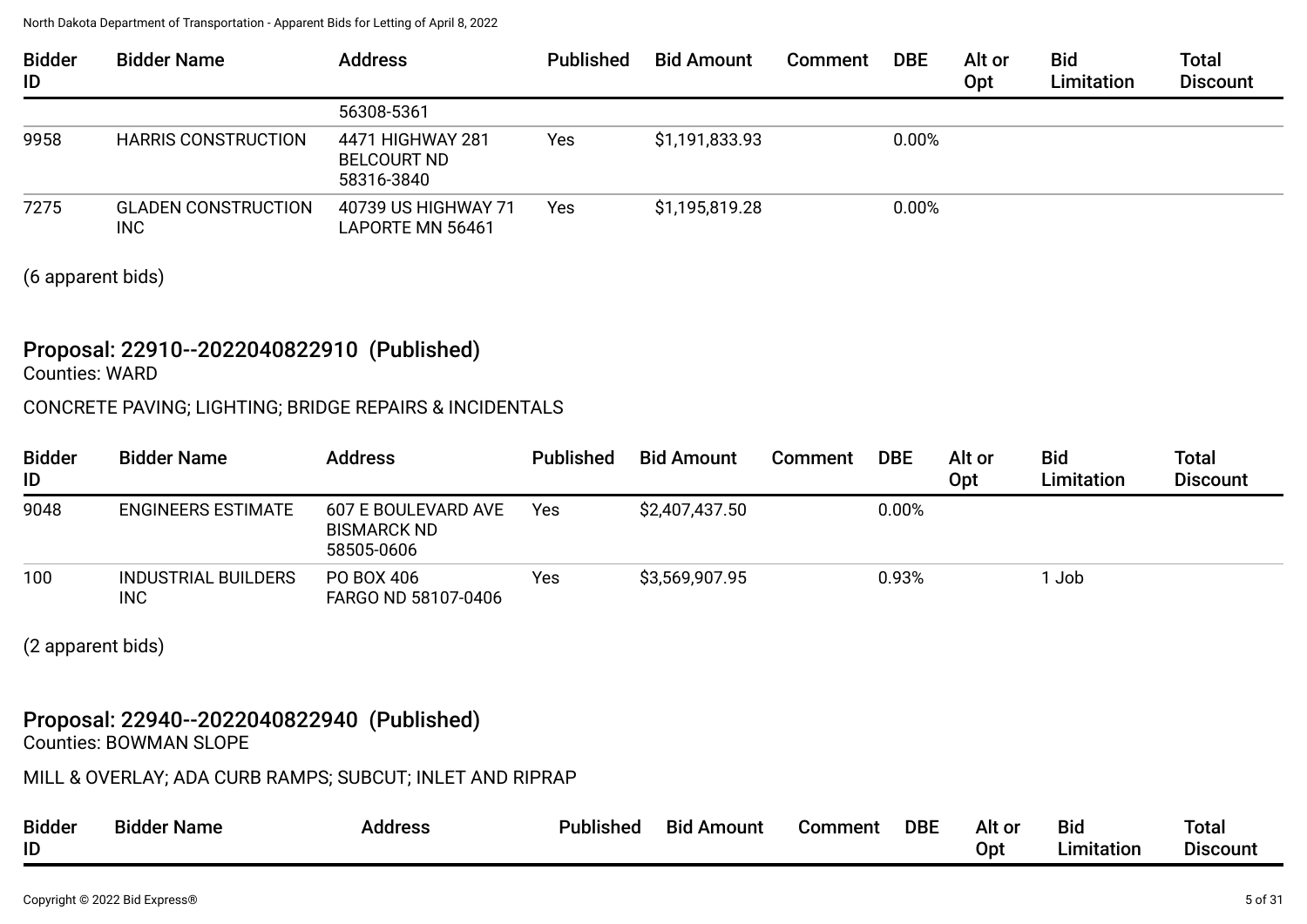| Bidder ID | Bidder Name | Address | Published | Bid Amount | Comment | DBE | Alt or Opt | Bid Limitation | Total Discount |
|---|---|---|---|---|---|---|---|---|---|
| | | 56308-5361 | | | | | | | |
| 9958 | HARRIS CONSTRUCTION | 4471 HIGHWAY 281 BELCOURT ND 58316-3840 | Yes | $1,191,833.93 | | 0.00% | | | |
| 7275 | GLADEN CONSTRUCTION INC | 40739 US HIGHWAY 71 LAPORTE MN 56461 | Yes | $1,195,819.28 | | 0.00% | | | |

(6 apparent bids)

## Proposal: 22910--2022040822910 (Published)

Counties: WARD

CONCRETE PAVING; LIGHTING; BRIDGE REPAIRS & INCIDENTALS

| Bidder ID | Bidder Name | Address | Published | Bid Amount | Comment | DBE | Alt or Opt | Bid Limitation | Total Discount |
|---|---|---|---|---|---|---|---|---|---|
| 9048 | ENGINEERS ESTIMATE | 607 E BOULEVARD AVE BISMARCK ND 58505-0606 | Yes | $2,407,437.50 | | 0.00% | | | |
| 100 | INDUSTRIAL BUILDERS INC | PO BOX 406 FARGO ND 58107-0406 | Yes | $3,569,907.95 | | 0.93% | | 1 Job | |

(2 apparent bids)

## Proposal: 22940--2022040822940 (Published)

Counties: BOWMAN SLOPE

MILL & OVERLAY; ADA CURB RAMPS; SUBCUT; INLET AND RIPRAP

| Bidder ID | Bidder Name | Address | Published | Bid Amount | Comment | DBE | Alt or Opt | Bid Limitation | Total Discount |
|---|---|---|---|---|---|---|---|---|---|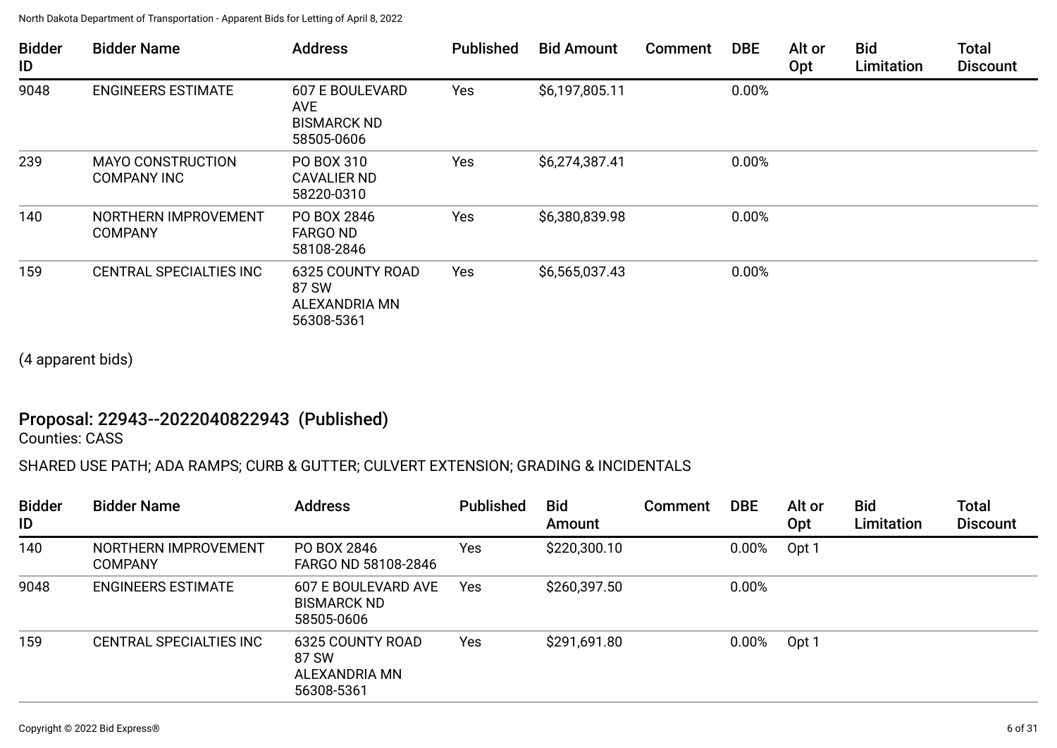| Bidder ID | Bidder Name | Address | Published | Bid Amount | Comment | DBE | Alt or Opt | Bid Limitation | Total Discount |
|---|---|---|---|---|---|---|---|---|---|
| 9048 | ENGINEERS ESTIMATE | 607 E BOULEVARD AVE BISMARCK ND 58505-0606 | Yes | $6,197,805.11 | | 0.00% | | | |
| 239 | MAYO CONSTRUCTION COMPANY INC | PO BOX 310 CAVALIER ND 58220-0310 | Yes | $6,274,387.41 | | 0.00% | | | |
| 140 | NORTHERN IMPROVEMENT COMPANY | PO BOX 2846 FARGO ND 58108-2846 | Yes | $6,380,839.98 | | 0.00% | | | |
| 159 | CENTRAL SPECIALTIES INC | 6325 COUNTY ROAD 87 SW ALEXANDRIA MN 56308-5361 | Yes | $6,565,037.43 | | 0.00% | | | |

(4 apparent bids)

## Proposal: 22943--2022040822943 (Published)

Counties: CASS

SHARED USE PATH; ADA RAMPS; CURB & GUTTER; CULVERT EXTENSION; GRADING & INCIDENTALS

| Bidder ID | Bidder Name | Address | Published | Bid Amount | Comment | DBE | Alt or Opt | Bid Limitation | Total Discount |
|---|---|---|---|---|---|---|---|---|---|
| 140 | NORTHERN IMPROVEMENT COMPANY | PO BOX 2846 FARGO ND 58108-2846 | Yes | $220,300.10 | | 0.00% | Opt 1 | | |
| 9048 | ENGINEERS ESTIMATE | 607 E BOULEVARD AVE BISMARCK ND 58505-0606 | Yes | $260,397.50 | | 0.00% | | | |
| 159 | CENTRAL SPECIALTIES INC | 6325 COUNTY ROAD 87 SW ALEXANDRIA MN 56308-5361 | Yes | $291,691.80 | | 0.00% | Opt 1 | | |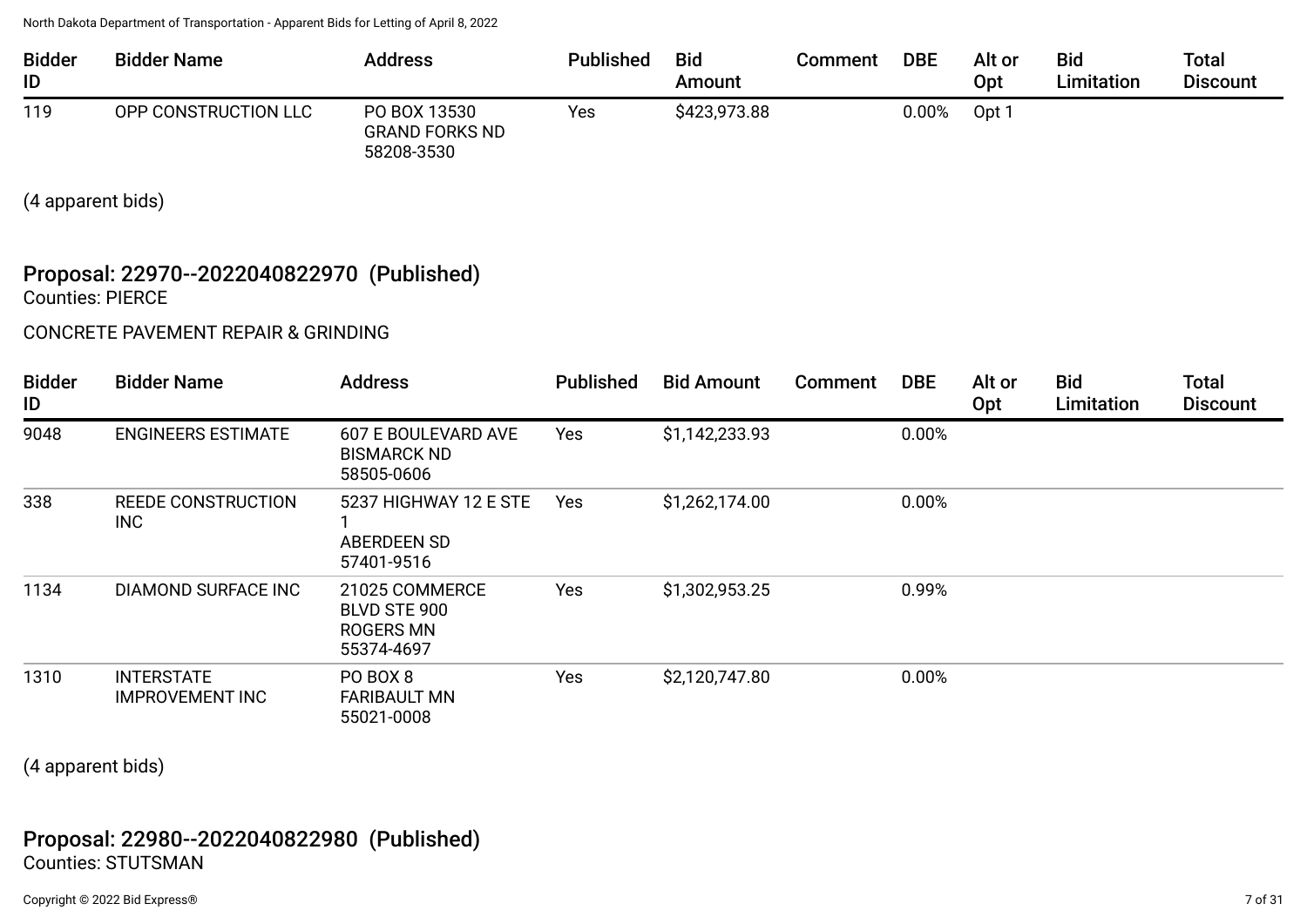| Bidder ID | Bidder Name | Address | Published | Bid Amount | Comment | DBE | Alt or Opt | Bid Limitation | Total Discount |
|---|---|---|---|---|---|---|---|---|---|
| 119 | OPP CONSTRUCTION LLC | PO BOX 13530 GRAND FORKS ND 58208-3530 | Yes | $423,973.88 | | 0.00% | Opt 1 | | |

(4 apparent bids)

## Proposal: 22970--2022040822970 (Published)

Counties: PIERCE

CONCRETE PAVEMENT REPAIR & GRINDING

| Bidder ID | Bidder Name | Address | Published | Bid Amount | Comment | DBE | Alt or Opt | Bid Limitation | Total Discount |
|---|---|---|---|---|---|---|---|---|---|
| 9048 | ENGINEERS ESTIMATE | 607 E BOULEVARD AVE BISMARCK ND 58505-0606 | Yes | $1,142,233.93 | | 0.00% | | | |
| 338 | REEDE CONSTRUCTION INC | 5237 HIGHWAY 12 E STE 1 ABERDEEN SD 57401-9516 | Yes | $1,262,174.00 | | 0.00% | | | |
| 1134 | DIAMOND SURFACE INC | 21025 COMMERCE BLVD STE 900 ROGERS MN 55374-4697 | Yes | $1,302,953.25 | | 0.99% | | | |
| 1310 | INTERSTATE IMPROVEMENT INC | PO BOX 8 FARIBAULT MN 55021-0008 | Yes | $2,120,747.80 | | 0.00% | | | |

(4 apparent bids)

## Proposal: 22980--2022040822980 (Published)

Counties: STUTSMAN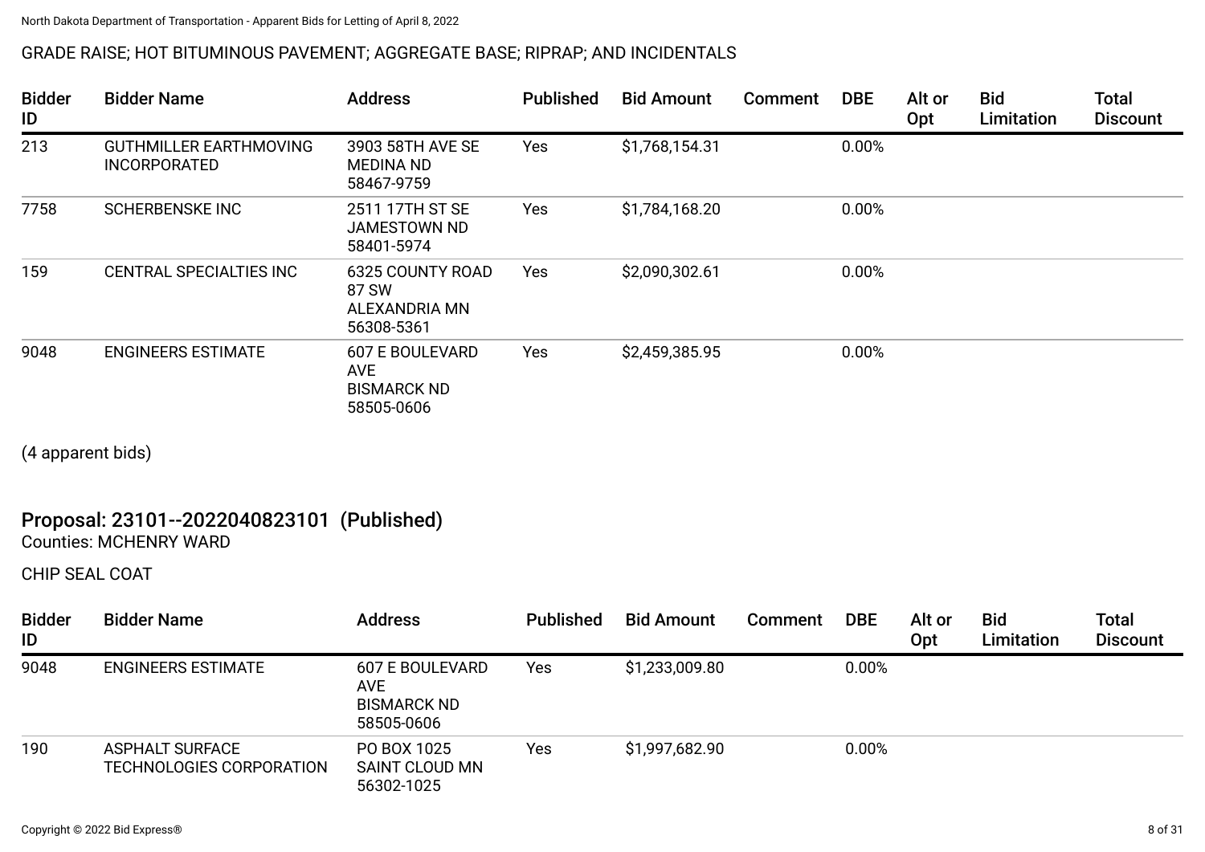GRADE RAISE; HOT BITUMINOUS PAVEMENT; AGGREGATE BASE; RIPRAP; AND INCIDENTALS

| Bidder ID | Bidder Name | Address | Published | Bid Amount | Comment | DBE | Alt or Opt | Bid Limitation | Total Discount |
|---|---|---|---|---|---|---|---|---|---|
| 213 | GUTHMILLER EARTHMOVING INCORPORATED | 3903 58TH AVE SE MEDINA ND 58467-9759 | Yes | $1,768,154.31 | | 0.00% | | | |
| 7758 | SCHERBENSKE INC | 2511 17TH ST SE JAMESTOWN ND 58401-5974 | Yes | $1,784,168.20 | | 0.00% | | | |
| 159 | CENTRAL SPECIALTIES INC | 6325 COUNTY ROAD 87 SW ALEXANDRIA MN 56308-5361 | Yes | $2,090,302.61 | | 0.00% | | | |
| 9048 | ENGINEERS ESTIMATE | 607 E BOULEVARD AVE BISMARCK ND 58505-0606 | Yes | $2,459,385.95 | | 0.00% | | | |

(4 apparent bids)

## Proposal: 23101--2022040823101 (Published)

Counties: MCHENRY WARD

CHIP SEAL COAT

| Bidder ID | Bidder Name | Address | Published | Bid Amount | Comment | DBE | Alt or Opt | Bid Limitation | Total Discount |
|---|---|---|---|---|---|---|---|---|---|
| 9048 | ENGINEERS ESTIMATE | 607 E BOULEVARD AVE BISMARCK ND 58505-0606 | Yes | $1,233,009.80 | | 0.00% | | | |
| 190 | ASPHALT SURFACE TECHNOLOGIES CORPORATION | PO BOX 1025 SAINT CLOUD MN 56302-1025 | Yes | $1,997,682.90 | | 0.00% | | | |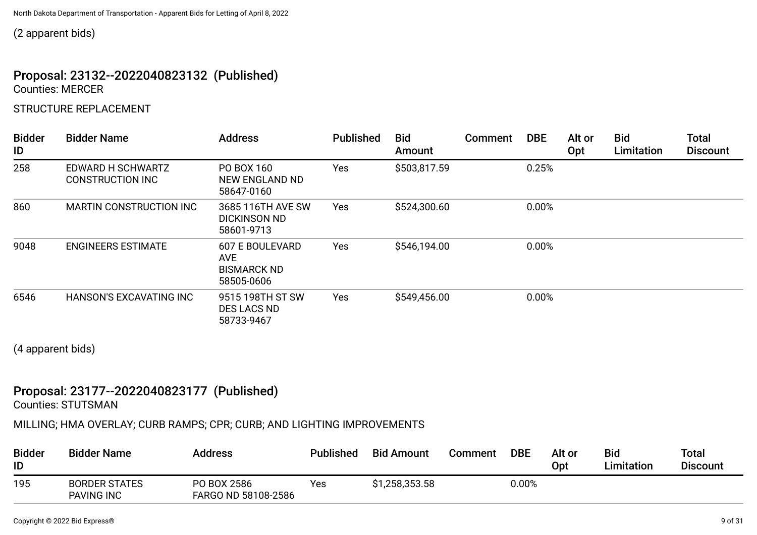(2 apparent bids)

## Proposal: 23132--2022040823132 (Published)

Counties: MERCER

STRUCTURE REPLACEMENT

| Bidder ID | Bidder Name | Address | Published | Bid Amount | Comment | DBE | Alt or Opt | Bid Limitation | Total Discount |
|---|---|---|---|---|---|---|---|---|---|
| 258 | EDWARD H SCHWARTZ CONSTRUCTION INC | PO BOX 160 NEW ENGLAND ND 58647-0160 | Yes | $503,817.59 | | 0.25% | | | |
| 860 | MARTIN CONSTRUCTION INC | 3685 116TH AVE SW DICKINSON ND 58601-9713 | Yes | $524,300.60 | | 0.00% | | | |
| 9048 | ENGINEERS ESTIMATE | 607 E BOULEVARD AVE BISMARCK ND 58505-0606 | Yes | $546,194.00 | | 0.00% | | | |
| 6546 | HANSON'S EXCAVATING INC | 9515 198TH ST SW DES LACS ND 58733-9467 | Yes | $549,456.00 | | 0.00% | | | |

(4 apparent bids)

## Proposal: 23177--2022040823177 (Published)

Counties: STUTSMAN

MILLING; HMA OVERLAY; CURB RAMPS; CPR; CURB; AND LIGHTING IMPROVEMENTS

| Bidder ID | Bidder Name | Address | Published | Bid Amount | Comment | DBE | Alt or Opt | Bid Limitation | Total Discount |
|---|---|---|---|---|---|---|---|---|---|
| 195 | BORDER STATES PAVING INC | PO BOX 2586 FARGO ND 58108-2586 | Yes | $1,258,353.58 | | 0.00% | | | |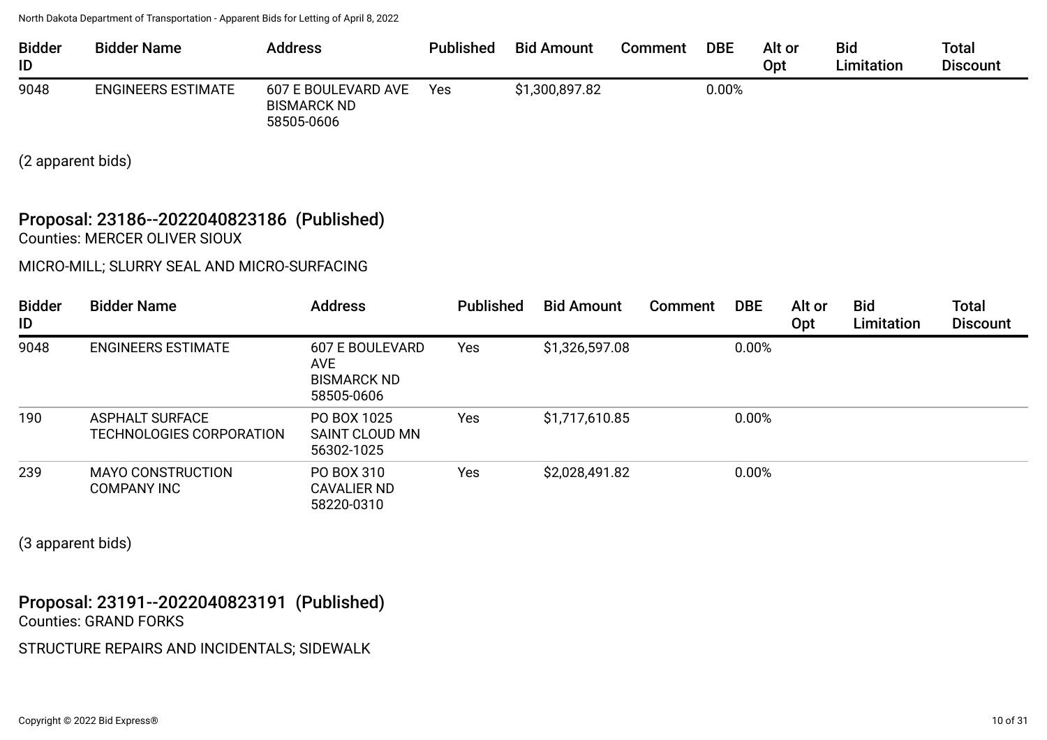| Bidder ID | Bidder Name | Address | Published | Bid Amount | Comment | DBE | Alt or Opt | Bid Limitation | Total Discount |
|---|---|---|---|---|---|---|---|---|---|
| 9048 | ENGINEERS ESTIMATE | 607 E BOULEVARD AVE BISMARCK ND 58505-0606 | Yes | $1,300,897.82 | | 0.00% | | | |

(2 apparent bids)

## Proposal: 23186--2022040823186 (Published)

Counties: MERCER OLIVER SIOUX

MICRO-MILL; SLURRY SEAL AND MICRO-SURFACING

| Bidder ID | Bidder Name | Address | Published | Bid Amount | Comment | DBE | Alt or Opt | Bid Limitation | Total Discount |
|---|---|---|---|---|---|---|---|---|---|
| 9048 | ENGINEERS ESTIMATE | 607 E BOULEVARD AVE BISMARCK ND 58505-0606 | Yes | $1,326,597.08 | | 0.00% | | | |
| 190 | ASPHALT SURFACE TECHNOLOGIES CORPORATION | PO BOX 1025 SAINT CLOUD MN 56302-1025 | Yes | $1,717,610.85 | | 0.00% | | | |
| 239 | MAYO CONSTRUCTION COMPANY INC | PO BOX 310 CAVALIER ND 58220-0310 | Yes | $2,028,491.82 | | 0.00% | | | |

(3 apparent bids)

## Proposal: 23191--2022040823191 (Published)

Counties: GRAND FORKS

STRUCTURE REPAIRS AND INCIDENTALS; SIDEWALK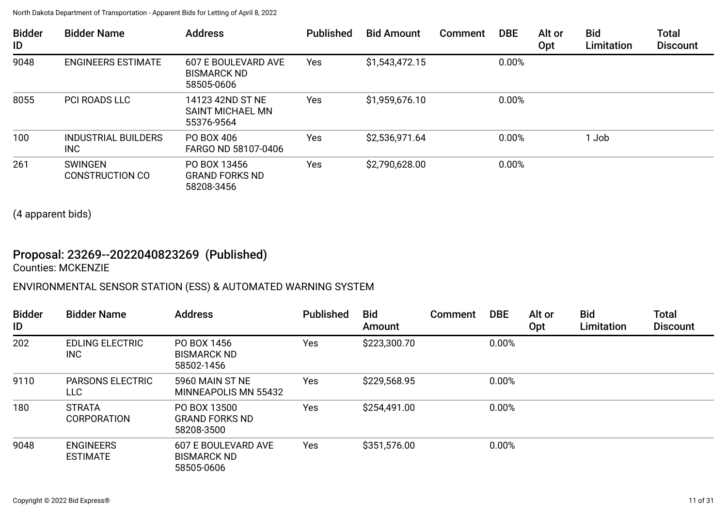| Bidder ID | Bidder Name | Address | Published | Bid Amount | Comment | DBE | Alt or Opt | Bid Limitation | Total Discount |
|---|---|---|---|---|---|---|---|---|---|
| 9048 | ENGINEERS ESTIMATE | 607 E BOULEVARD AVE BISMARCK ND 58505-0606 | Yes | $1,543,472.15 | | 0.00% | | | |
| 8055 | PCI ROADS LLC | 14123 42ND ST NE SAINT MICHAEL MN 55376-9564 | Yes | $1,959,676.10 | | 0.00% | | | |
| 100 | INDUSTRIAL BUILDERS INC | PO BOX 406 FARGO ND 58107-0406 | Yes | $2,536,971.64 | | 0.00% | | 1 Job | |
| 261 | SWINGEN CONSTRUCTION CO | PO BOX 13456 GRAND FORKS ND 58208-3456 | Yes | $2,790,628.00 | | 0.00% | | | |

(4 apparent bids)

## Proposal: 23269--2022040823269 (Published)

Counties: MCKENZIE

ENVIRONMENTAL SENSOR STATION (ESS) & AUTOMATED WARNING SYSTEM

| Bidder ID | Bidder Name | Address | Published | Bid Amount | Comment | DBE | Alt or Opt | Bid Limitation | Total Discount |
|---|---|---|---|---|---|---|---|---|---|
| 202 | EDLING ELECTRIC INC | PO BOX 1456 BISMARCK ND 58502-1456 | Yes | $223,300.70 | | 0.00% | | | |
| 9110 | PARSONS ELECTRIC LLC | 5960 MAIN ST NE MINNEAPOLIS MN 55432 | Yes | $229,568.95 | | 0.00% | | | |
| 180 | STRATA CORPORATION | PO BOX 13500 GRAND FORKS ND 58208-3500 | Yes | $254,491.00 | | 0.00% | | | |
| 9048 | ENGINEERS ESTIMATE | 607 E BOULEVARD AVE BISMARCK ND 58505-0606 | Yes | $351,576.00 | | 0.00% | | | |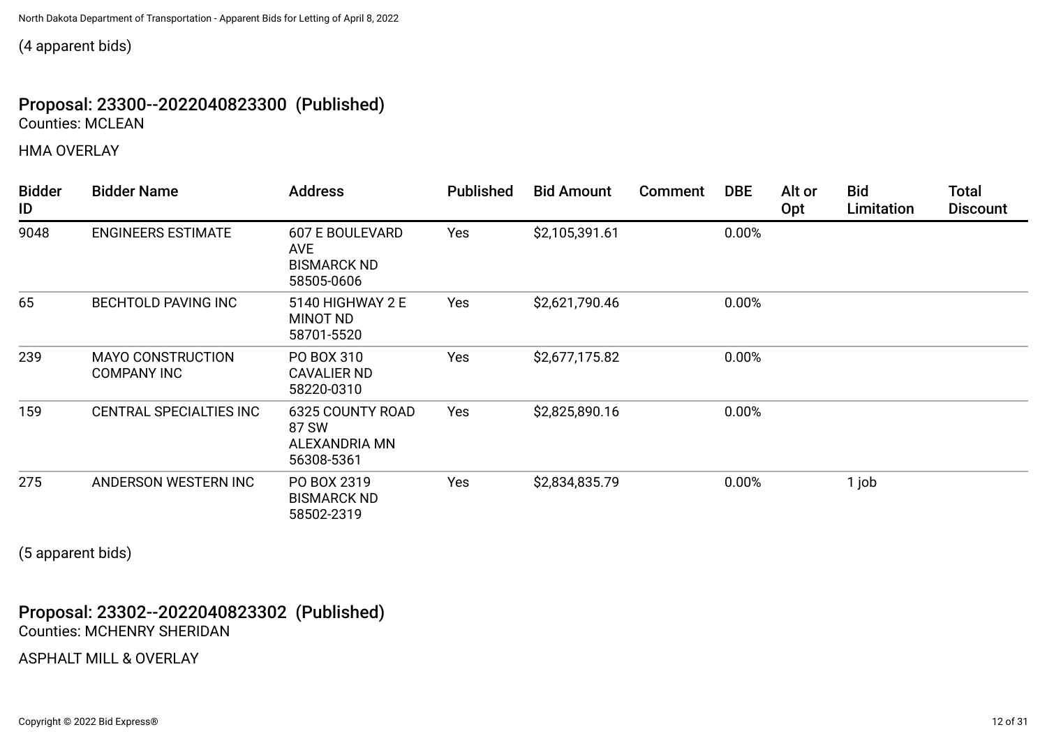(4 apparent bids)

## Proposal: 23300--2022040823300 (Published)

Counties: MCLEAN

HMA OVERLAY

| Bidder ID | Bidder Name | Address | Published | Bid Amount | Comment | DBE | Alt or Opt | Bid Limitation | Total Discount |
|---|---|---|---|---|---|---|---|---|---|
| 9048 | ENGINEERS ESTIMATE | 607 E BOULEVARD AVE BISMARCK ND 58505-0606 | Yes | $2,105,391.61 | | 0.00% | | | |
| 65 | BECHTOLD PAVING INC | 5140 HIGHWAY 2 E MINOT ND 58701-5520 | Yes | $2,621,790.46 | | 0.00% | | | |
| 239 | MAYO CONSTRUCTION COMPANY INC | PO BOX 310 CAVALIER ND 58220-0310 | Yes | $2,677,175.82 | | 0.00% | | | |
| 159 | CENTRAL SPECIALTIES INC | 6325 COUNTY ROAD 87 SW ALEXANDRIA MN 56308-5361 | Yes | $2,825,890.16 | | 0.00% | | | |
| 275 | ANDERSON WESTERN INC | PO BOX 2319 BISMARCK ND 58502-2319 | Yes | $2,834,835.79 | | 0.00% | | 1 job | |

(5 apparent bids)

## Proposal: 23302--2022040823302 (Published)

Counties: MCHENRY SHERIDAN

ASPHALT MILL & OVERLAY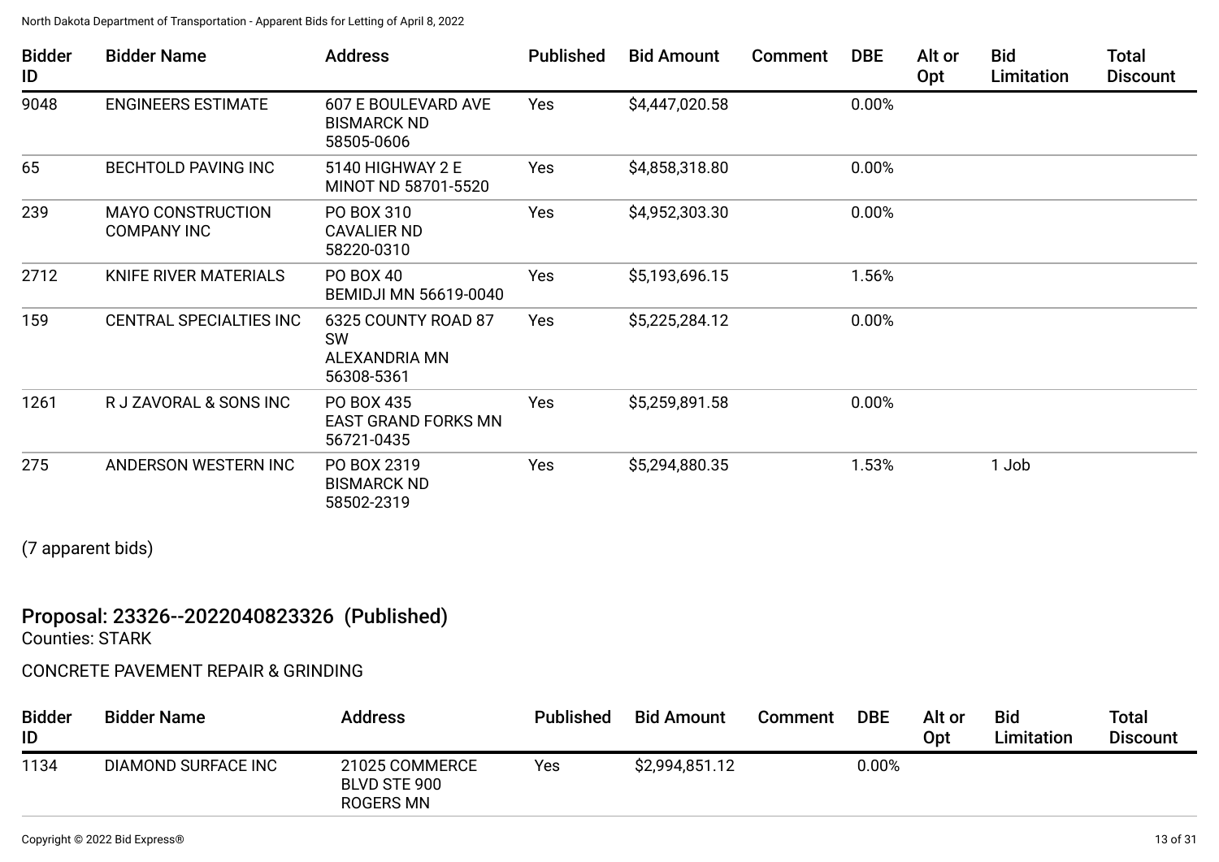| Bidder ID | Bidder Name | Address | Published | Bid Amount | Comment | DBE | Alt or Opt | Bid Limitation | Total Discount |
|---|---|---|---|---|---|---|---|---|---|
| 9048 | ENGINEERS ESTIMATE | 607 E BOULEVARD AVE BISMARCK ND 58505-0606 | Yes | $4,447,020.58 | | 0.00% | | | |
| 65 | BECHTOLD PAVING INC | 5140 HIGHWAY 2 E MINOT ND 58701-5520 | Yes | $4,858,318.80 | | 0.00% | | | |
| 239 | MAYO CONSTRUCTION COMPANY INC | PO BOX 310 CAVALIER ND 58220-0310 | Yes | $4,952,303.30 | | 0.00% | | | |
| 2712 | KNIFE RIVER MATERIALS | PO BOX 40 BEMIDJI MN 56619-0040 | Yes | $5,193,696.15 | | 1.56% | | | |
| 159 | CENTRAL SPECIALTIES INC | 6325 COUNTY ROAD 87 SW ALEXANDRIA MN 56308-5361 | Yes | $5,225,284.12 | | 0.00% | | | |
| 1261 | R J ZAVORAL & SONS INC | PO BOX 435 EAST GRAND FORKS MN 56721-0435 | Yes | $5,259,891.58 | | 0.00% | | | |
| 275 | ANDERSON WESTERN INC | PO BOX 2319 BISMARCK ND 58502-2319 | Yes | $5,294,880.35 | | 1.53% | | 1 Job | |

(7 apparent bids)

## Proposal: 23326--2022040823326 (Published)

Counties: STARK

CONCRETE PAVEMENT REPAIR & GRINDING

| Bidder ID | Bidder Name | Address | Published | Bid Amount | Comment | DBE | Alt or Opt | Bid Limitation | Total Discount |
|---|---|---|---|---|---|---|---|---|---|
| 1134 | DIAMOND SURFACE INC | 21025 COMMERCE BLVD STE 900 ROGERS MN | Yes | $2,994,851.12 | | 0.00% | | | |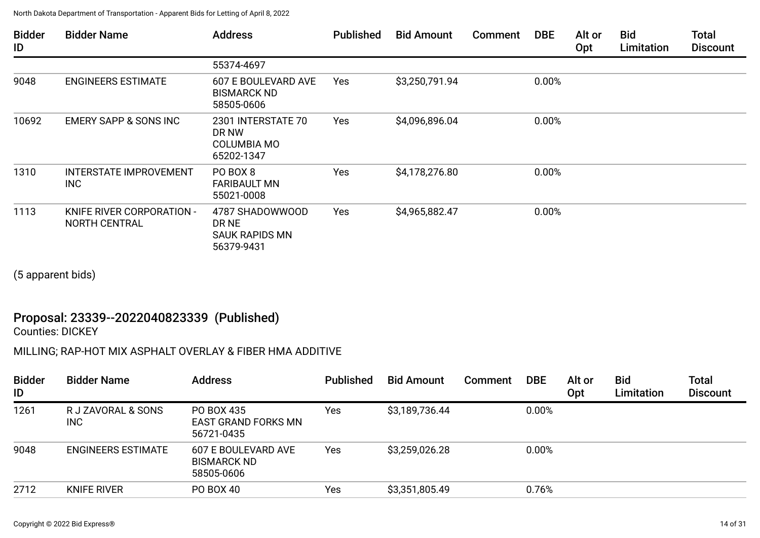| Bidder ID | Bidder Name | Address | Published | Bid Amount | Comment | DBE | Alt or Opt | Bid Limitation | Total Discount |
|---|---|---|---|---|---|---|---|---|---|
| | | 55374-4697 | | | | | | | |
| 9048 | ENGINEERS ESTIMATE | 607 E BOULEVARD AVE BISMARCK ND 58505-0606 | Yes | $3,250,791.94 | | 0.00% | | | |
| 10692 | EMERY SAPP & SONS INC | 2301 INTERSTATE 70 DR NW COLUMBIA MO 65202-1347 | Yes | $4,096,896.04 | | 0.00% | | | |
| 1310 | INTERSTATE IMPROVEMENT INC | PO BOX 8 FARIBAULT MN 55021-0008 | Yes | $4,178,276.80 | | 0.00% | | | |
| 1113 | KNIFE RIVER CORPORATION - NORTH CENTRAL | 4787 SHADOWWOOD DR NE SAUK RAPIDS MN 56379-9431 | Yes | $4,965,882.47 | | 0.00% | | | |

(5 apparent bids)

## Proposal: 23339--2022040823339 (Published)

Counties: DICKEY

MILLING; RAP-HOT MIX ASPHALT OVERLAY & FIBER HMA ADDITIVE

| Bidder ID | Bidder Name | Address | Published | Bid Amount | Comment | DBE | Alt or Opt | Bid Limitation | Total Discount |
|---|---|---|---|---|---|---|---|---|---|
| 1261 | R J ZAVORAL & SONS INC | PO BOX 435 EAST GRAND FORKS MN 56721-0435 | Yes | $3,189,736.44 | | 0.00% | | | |
| 9048 | ENGINEERS ESTIMATE | 607 E BOULEVARD AVE BISMARCK ND 58505-0606 | Yes | $3,259,026.28 | | 0.00% | | | |
| 2712 | KNIFE RIVER | PO BOX 40 | Yes | $3,351,805.49 | | 0.76% | | | |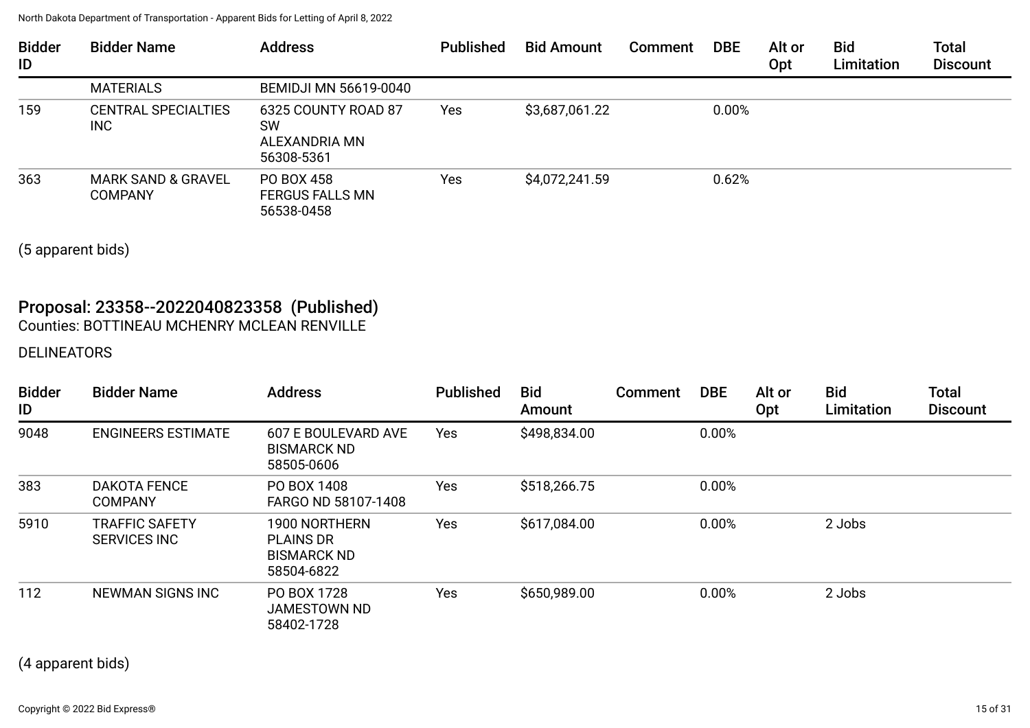| Bidder ID | Bidder Name | Address | Published | Bid Amount | Comment | DBE | Alt or Opt | Bid Limitation | Total Discount |
|---|---|---|---|---|---|---|---|---|---|
| | MATERIALS | BEMIDJI MN 56619-0040 | | | | | | | |
| 159 | CENTRAL SPECIALTIES INC | 6325 COUNTY ROAD 87 SW ALEXANDRIA MN 56308-5361 | Yes | $3,687,061.22 | | 0.00% | | | |
| 363 | MARK SAND & GRAVEL COMPANY | PO BOX 458 FERGUS FALLS MN 56538-0458 | Yes | $4,072,241.59 | | 0.62% | | | |

(5 apparent bids)

## Proposal: 23358--2022040823358 (Published)

Counties: BOTTINEAU MCHENRY MCLEAN RENVILLE

DELINEATORS

| Bidder ID | Bidder Name | Address | Published | Bid Amount | Comment | DBE | Alt or Opt | Bid Limitation | Total Discount |
|---|---|---|---|---|---|---|---|---|---|
| 9048 | ENGINEERS ESTIMATE | 607 E BOULEVARD AVE BISMARCK ND 58505-0606 | Yes | $498,834.00 | | 0.00% | | | |
| 383 | DAKOTA FENCE COMPANY | PO BOX 1408 FARGO ND 58107-1408 | Yes | $518,266.75 | | 0.00% | | | |
| 5910 | TRAFFIC SAFETY SERVICES INC | 1900 NORTHERN PLAINS DR BISMARCK ND 58504-6822 | Yes | $617,084.00 | | 0.00% | | 2 Jobs | |
| 112 | NEWMAN SIGNS INC | PO BOX 1728 JAMESTOWN ND 58402-1728 | Yes | $650,989.00 | | 0.00% | | 2 Jobs | |

(4 apparent bids)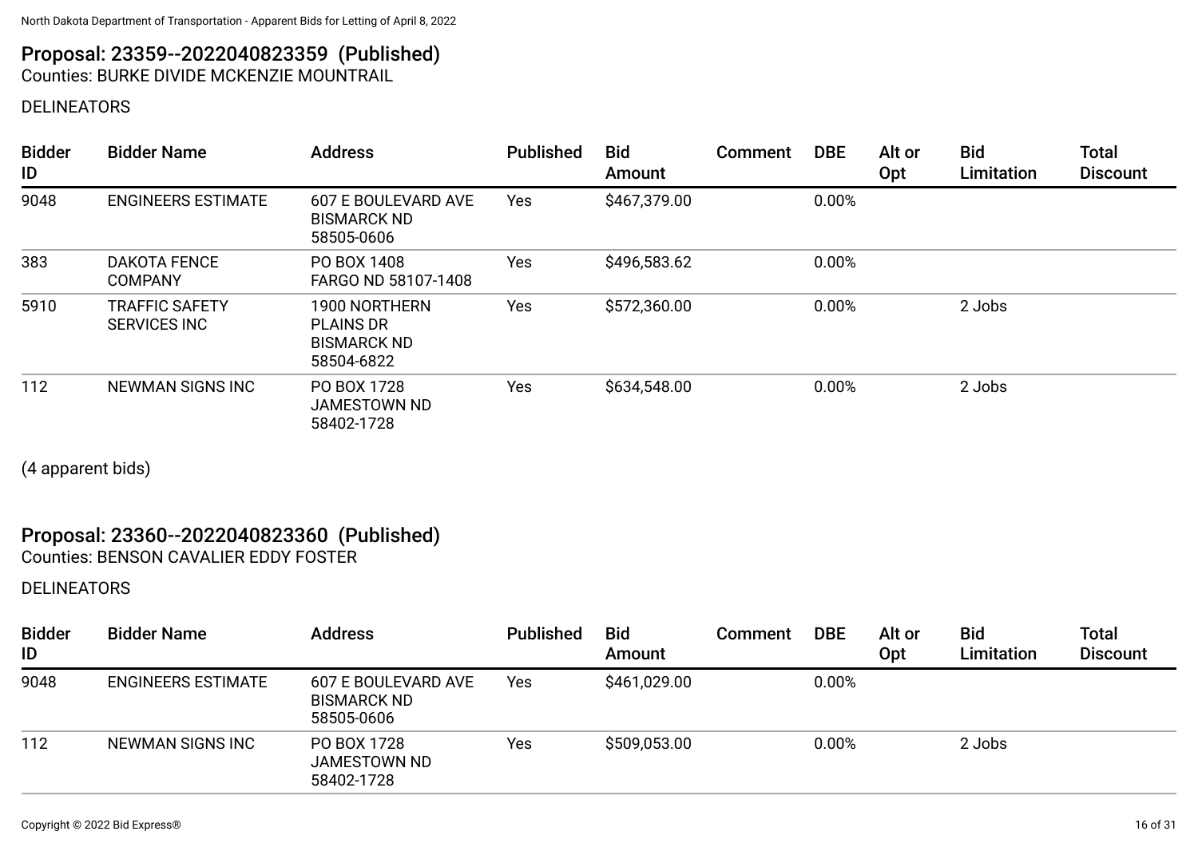## Proposal: 23359--2022040823359 (Published)

Counties: BURKE DIVIDE MCKENZIE MOUNTRAIL

DELINEATORS

| Bidder ID | Bidder Name | Address | Published | Bid Amount | Comment | DBE | Alt or Opt | Bid Limitation | Total Discount |
|---|---|---|---|---|---|---|---|---|---|
| 9048 | ENGINEERS ESTIMATE | 607 E BOULEVARD AVE BISMARCK ND 58505-0606 | Yes | $467,379.00 | | 0.00% | | | |
| 383 | DAKOTA FENCE COMPANY | PO BOX 1408 FARGO ND 58107-1408 | Yes | $496,583.62 | | 0.00% | | | |
| 5910 | TRAFFIC SAFETY SERVICES INC | 1900 NORTHERN PLAINS DR BISMARCK ND 58504-6822 | Yes | $572,360.00 | | 0.00% | | 2 Jobs | |
| 112 | NEWMAN SIGNS INC | PO BOX 1728 JAMESTOWN ND 58402-1728 | Yes | $634,548.00 | | 0.00% | | 2 Jobs | |

(4 apparent bids)

## Proposal: 23360--2022040823360 (Published)

Counties: BENSON CAVALIER EDDY FOSTER

DELINEATORS

| Bidder ID | Bidder Name | Address | Published | Bid Amount | Comment | DBE | Alt or Opt | Bid Limitation | Total Discount |
|---|---|---|---|---|---|---|---|---|---|
| 9048 | ENGINEERS ESTIMATE | 607 E BOULEVARD AVE BISMARCK ND 58505-0606 | Yes | $461,029.00 | | 0.00% | | | |
| 112 | NEWMAN SIGNS INC | PO BOX 1728 JAMESTOWN ND 58402-1728 | Yes | $509,053.00 | | 0.00% | | 2 Jobs | |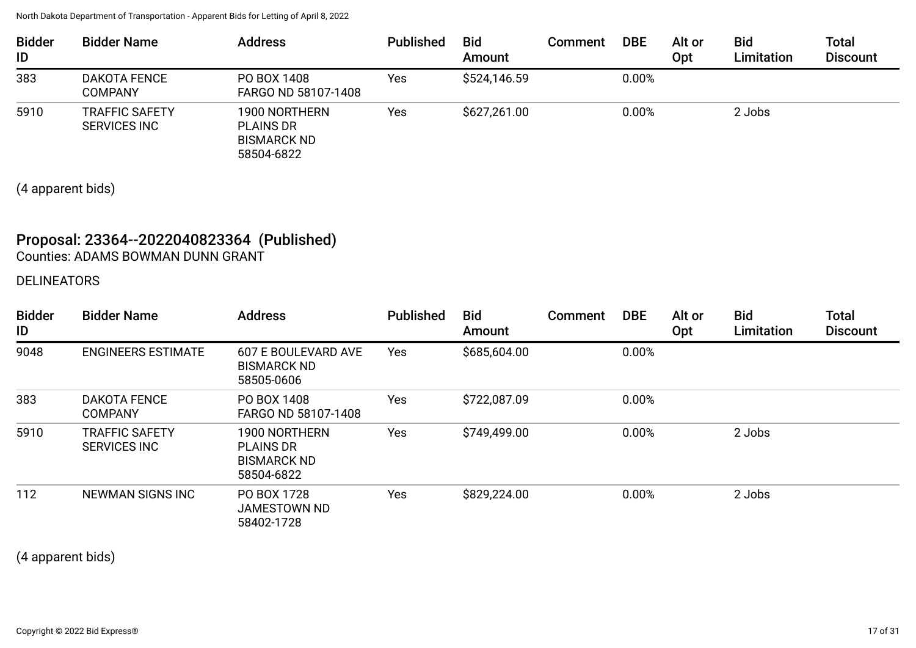| Bidder ID | Bidder Name | Address | Published | Bid Amount | Comment | DBE | Alt or Opt | Bid Limitation | Total Discount |
|---|---|---|---|---|---|---|---|---|---|
| 383 | DAKOTA FENCE COMPANY | PO BOX 1408 FARGO ND 58107-1408 | Yes | $524,146.59 | | 0.00% | | | |
| 5910 | TRAFFIC SAFETY SERVICES INC | 1900 NORTHERN PLAINS DR BISMARCK ND 58504-6822 | Yes | $627,261.00 | | 0.00% | | 2 Jobs | |

(4 apparent bids)

## Proposal: 23364--2022040823364 (Published)

Counties: ADAMS BOWMAN DUNN GRANT

DELINEATORS

| Bidder ID | Bidder Name | Address | Published | Bid Amount | Comment | DBE | Alt or Opt | Bid Limitation | Total Discount |
|---|---|---|---|---|---|---|---|---|---|
| 9048 | ENGINEERS ESTIMATE | 607 E BOULEVARD AVE BISMARCK ND 58505-0606 | Yes | $685,604.00 | | 0.00% | | | |
| 383 | DAKOTA FENCE COMPANY | PO BOX 1408 FARGO ND 58107-1408 | Yes | $722,087.09 | | 0.00% | | | |
| 5910 | TRAFFIC SAFETY SERVICES INC | 1900 NORTHERN PLAINS DR BISMARCK ND 58504-6822 | Yes | $749,499.00 | | 0.00% | | 2 Jobs | |
| 112 | NEWMAN SIGNS INC | PO BOX 1728 JAMESTOWN ND 58402-1728 | Yes | $829,224.00 | | 0.00% | | 2 Jobs | |

(4 apparent bids)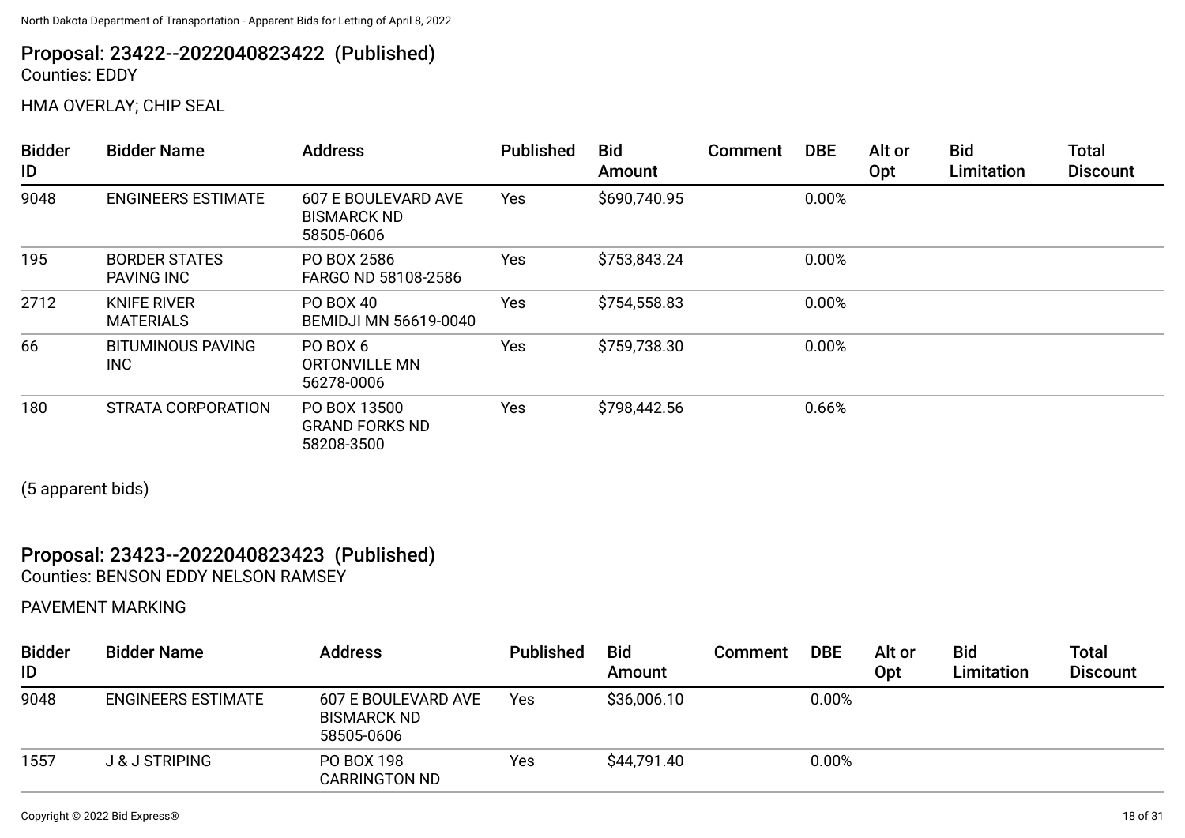## Proposal: 23422--2022040823422 (Published)

Counties: EDDY

HMA OVERLAY; CHIP SEAL

| Bidder ID | Bidder Name | Address | Published | Bid Amount | Comment | DBE | Alt or Opt | Bid Limitation | Total Discount |
|---|---|---|---|---|---|---|---|---|---|
| 9048 | ENGINEERS ESTIMATE | 607 E BOULEVARD AVE BISMARCK ND 58505-0606 | Yes | $690,740.95 | | 0.00% | | | |
| 195 | BORDER STATES PAVING INC | PO BOX 2586 FARGO ND 58108-2586 | Yes | $753,843.24 | | 0.00% | | | |
| 2712 | KNIFE RIVER MATERIALS | PO BOX 40 BEMIDJI MN 56619-0040 | Yes | $754,558.83 | | 0.00% | | | |
| 66 | BITUMINOUS PAVING INC | PO BOX 6 ORTONVILLE MN 56278-0006 | Yes | $759,738.30 | | 0.00% | | | |
| 180 | STRATA CORPORATION | PO BOX 13500 GRAND FORKS ND 58208-3500 | Yes | $798,442.56 | | 0.66% | | | |

(5 apparent bids)

## Proposal: 23423--2022040823423 (Published)

Counties: BENSON EDDY NELSON RAMSEY

PAVEMENT MARKING

| Bidder ID | Bidder Name | Address | Published | Bid Amount | Comment | DBE | Alt or Opt | Bid Limitation | Total Discount |
|---|---|---|---|---|---|---|---|---|---|
| 9048 | ENGINEERS ESTIMATE | 607 E BOULEVARD AVE BISMARCK ND 58505-0606 | Yes | $36,006.10 | | 0.00% | | | |
| 1557 | J & J STRIPING | PO BOX 198 CARRINGTON ND | Yes | $44,791.40 | | 0.00% | | | |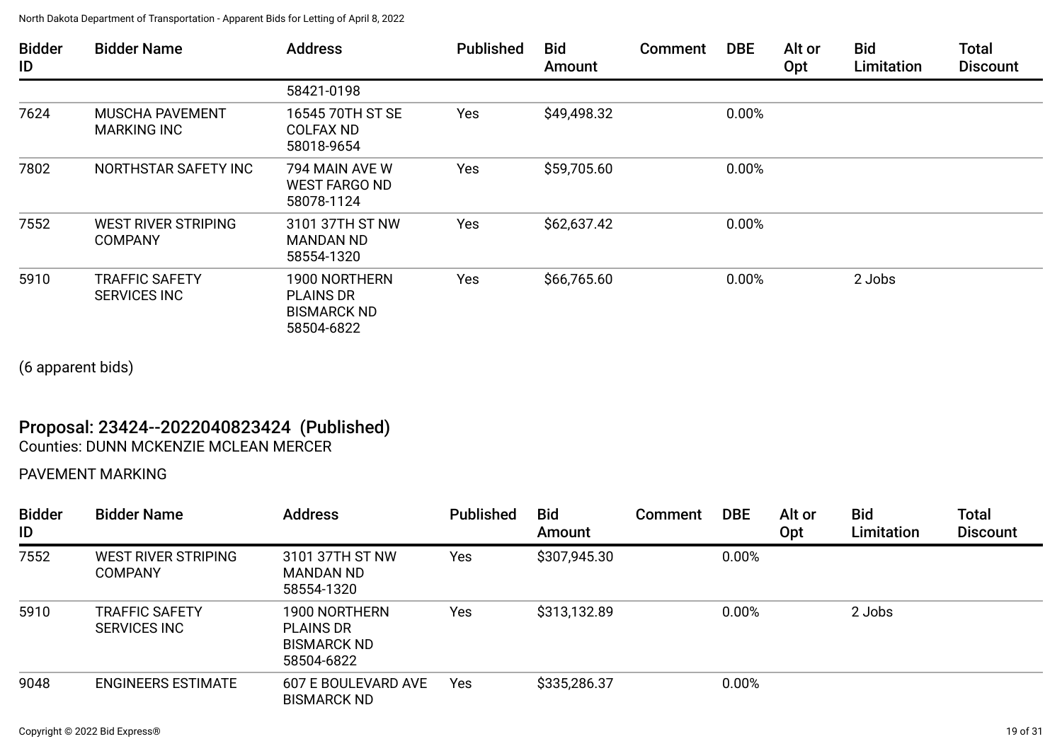| Bidder ID | Bidder Name | Address | Published | Bid Amount | Comment | DBE | Alt or Opt | Bid Limitation | Total Discount |
|---|---|---|---|---|---|---|---|---|---|
| | | 58421-0198 | | | | | | | |
| 7624 | MUSCHA PAVEMENT MARKING INC | 16545 70TH ST SE COLFAX ND 58018-9654 | Yes | $49,498.32 | | 0.00% | | | |
| 7802 | NORTHSTAR SAFETY INC | 794 MAIN AVE W WEST FARGO ND 58078-1124 | Yes | $59,705.60 | | 0.00% | | | |
| 7552 | WEST RIVER STRIPING COMPANY | 3101 37TH ST NW MANDAN ND 58554-1320 | Yes | $62,637.42 | | 0.00% | | | |
| 5910 | TRAFFIC SAFETY SERVICES INC | 1900 NORTHERN PLAINS DR BISMARCK ND 58504-6822 | Yes | $66,765.60 | | 0.00% | | 2 Jobs | |

(6 apparent bids)

## Proposal: 23424--2022040823424 (Published)

Counties: DUNN MCKENZIE MCLEAN MERCER

PAVEMENT MARKING

| Bidder ID | Bidder Name | Address | Published | Bid Amount | Comment | DBE | Alt or Opt | Bid Limitation | Total Discount |
|---|---|---|---|---|---|---|---|---|---|
| 7552 | WEST RIVER STRIPING COMPANY | 3101 37TH ST NW MANDAN ND 58554-1320 | Yes | $307,945.30 | | 0.00% | | | |
| 5910 | TRAFFIC SAFETY SERVICES INC | 1900 NORTHERN PLAINS DR BISMARCK ND 58504-6822 | Yes | $313,132.89 | | 0.00% | | 2 Jobs | |
| 9048 | ENGINEERS ESTIMATE | 607 E BOULEVARD AVE BISMARCK ND | Yes | $335,286.37 | | 0.00% | | | |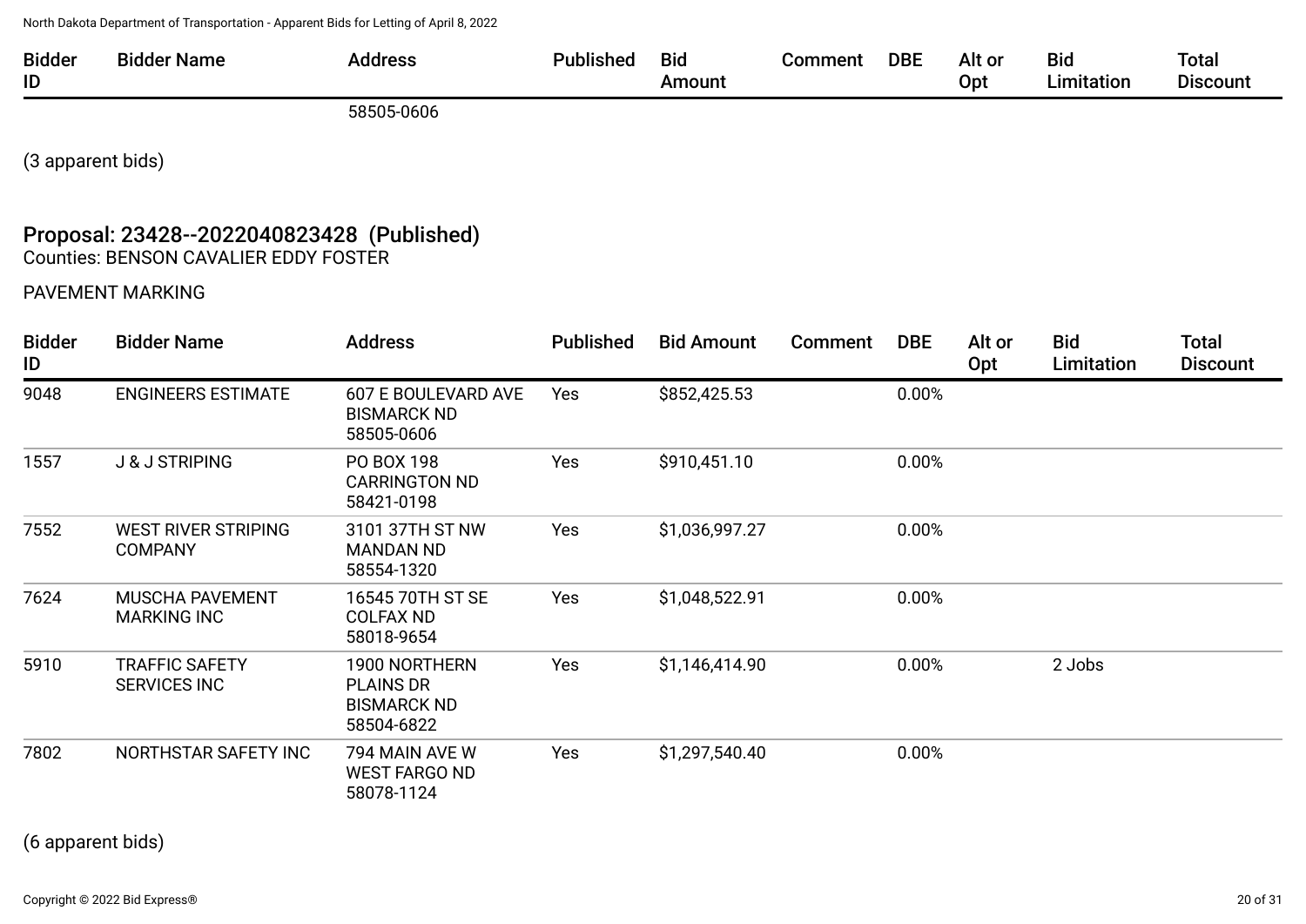| Bidder ID | Bidder Name | Address | Published | Bid Amount | Comment | DBE | Alt or Opt | Bid Limitation | Total Discount |
|---|---|---|---|---|---|---|---|---|---|
| | | 58505-0606 | | | | | | | |

(3 apparent bids)

## Proposal: 23428--2022040823428 (Published)

Counties: BENSON CAVALIER EDDY FOSTER

PAVEMENT MARKING

| Bidder ID | Bidder Name | Address | Published | Bid Amount | Comment | DBE | Alt or Opt | Bid Limitation | Total Discount |
|---|---|---|---|---|---|---|---|---|---|
| 9048 | ENGINEERS ESTIMATE | 607 E BOULEVARD AVE BISMARCK ND 58505-0606 | Yes | $852,425.53 | | 0.00% | | | |
| 1557 | J & J STRIPING | PO BOX 198 CARRINGTON ND 58421-0198 | Yes | $910,451.10 | | 0.00% | | | |
| 7552 | WEST RIVER STRIPING COMPANY | 3101 37TH ST NW MANDAN ND 58554-1320 | Yes | $1,036,997.27 | | 0.00% | | | |
| 7624 | MUSCHA PAVEMENT MARKING INC | 16545 70TH ST SE COLFAX ND 58018-9654 | Yes | $1,048,522.91 | | 0.00% | | | |
| 5910 | TRAFFIC SAFETY SERVICES INC | 1900 NORTHERN PLAINS DR BISMARCK ND 58504-6822 | Yes | $1,146,414.90 | | 0.00% | | 2 Jobs | |
| 7802 | NORTHSTAR SAFETY INC | 794 MAIN AVE W WEST FARGO ND 58078-1124 | Yes | $1,297,540.40 | | 0.00% | | | |

(6 apparent bids)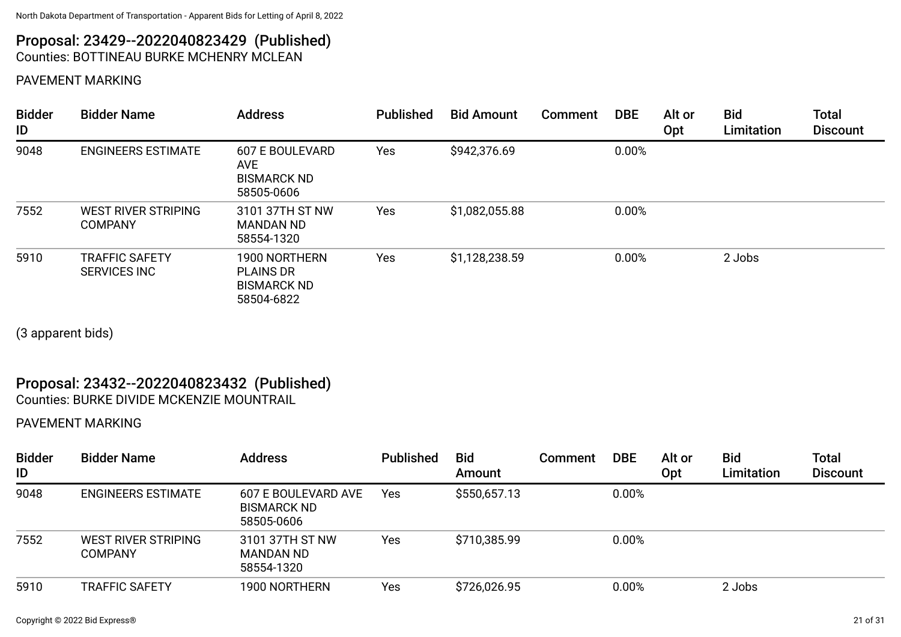## Proposal: 23429--2022040823429 (Published)

Counties: BOTTINEAU BURKE MCHENRY MCLEAN

PAVEMENT MARKING

| Bidder ID | Bidder Name | Address | Published | Bid Amount | Comment | DBE | Alt or Opt | Bid Limitation | Total Discount |
|---|---|---|---|---|---|---|---|---|---|
| 9048 | ENGINEERS ESTIMATE | 607 E BOULEVARD AVE BISMARCK ND 58505-0606 | Yes | $942,376.69 | | 0.00% | | | |
| 7552 | WEST RIVER STRIPING COMPANY | 3101 37TH ST NW MANDAN ND 58554-1320 | Yes | $1,082,055.88 | | 0.00% | | | |
| 5910 | TRAFFIC SAFETY SERVICES INC | 1900 NORTHERN PLAINS DR BISMARCK ND 58504-6822 | Yes | $1,128,238.59 | | 0.00% | | 2 Jobs | |

(3 apparent bids)

## Proposal: 23432--2022040823432 (Published)

Counties: BURKE DIVIDE MCKENZIE MOUNTRAIL

PAVEMENT MARKING

| Bidder ID | Bidder Name | Address | Published | Bid Amount | Comment | DBE | Alt or Opt | Bid Limitation | Total Discount |
|---|---|---|---|---|---|---|---|---|---|
| 9048 | ENGINEERS ESTIMATE | 607 E BOULEVARD AVE BISMARCK ND 58505-0606 | Yes | $550,657.13 | | 0.00% | | | |
| 7552 | WEST RIVER STRIPING COMPANY | 3101 37TH ST NW MANDAN ND 58554-1320 | Yes | $710,385.99 | | 0.00% | | | |
| 5910 | TRAFFIC SAFETY | 1900 NORTHERN | Yes | $726,026.95 | | 0.00% | | 2 Jobs | |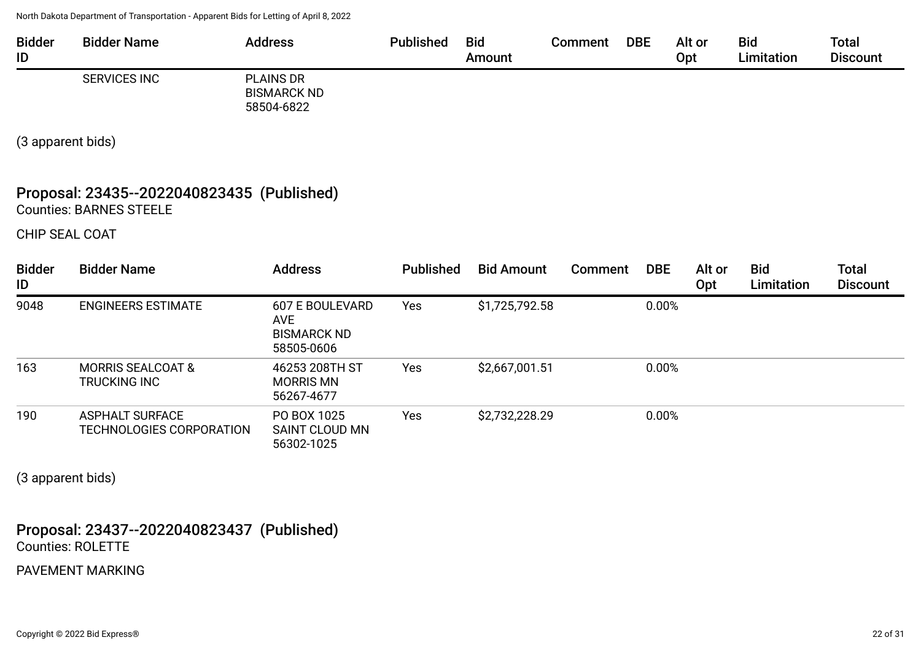| Bidder ID | Bidder Name | Address | Published | Bid Amount | Comment | DBE | Alt or Opt | Bid Limitation | Total Discount |
|---|---|---|---|---|---|---|---|---|---|
| | SERVICES INC | PLAINS DR BISMARCK ND 58504-6822 | | | | | | | |

(3 apparent bids)

## Proposal: 23435--2022040823435 (Published)

Counties: BARNES STEELE

CHIP SEAL COAT

| Bidder ID | Bidder Name | Address | Published | Bid Amount | Comment | DBE | Alt or Opt | Bid Limitation | Total Discount |
|---|---|---|---|---|---|---|---|---|---|
| 9048 | ENGINEERS ESTIMATE | 607 E BOULEVARD AVE BISMARCK ND 58505-0606 | Yes | $1,725,792.58 | | 0.00% | | | |
| 163 | MORRIS SEALCOAT & TRUCKING INC | 46253 208TH ST MORRIS MN 56267-4677 | Yes | $2,667,001.51 | | 0.00% | | | |
| 190 | ASPHALT SURFACE TECHNOLOGIES CORPORATION | PO BOX 1025 SAINT CLOUD MN 56302-1025 | Yes | $2,732,228.29 | | 0.00% | | | |

(3 apparent bids)

## Proposal: 23437--2022040823437 (Published)

Counties: ROLETTE

PAVEMENT MARKING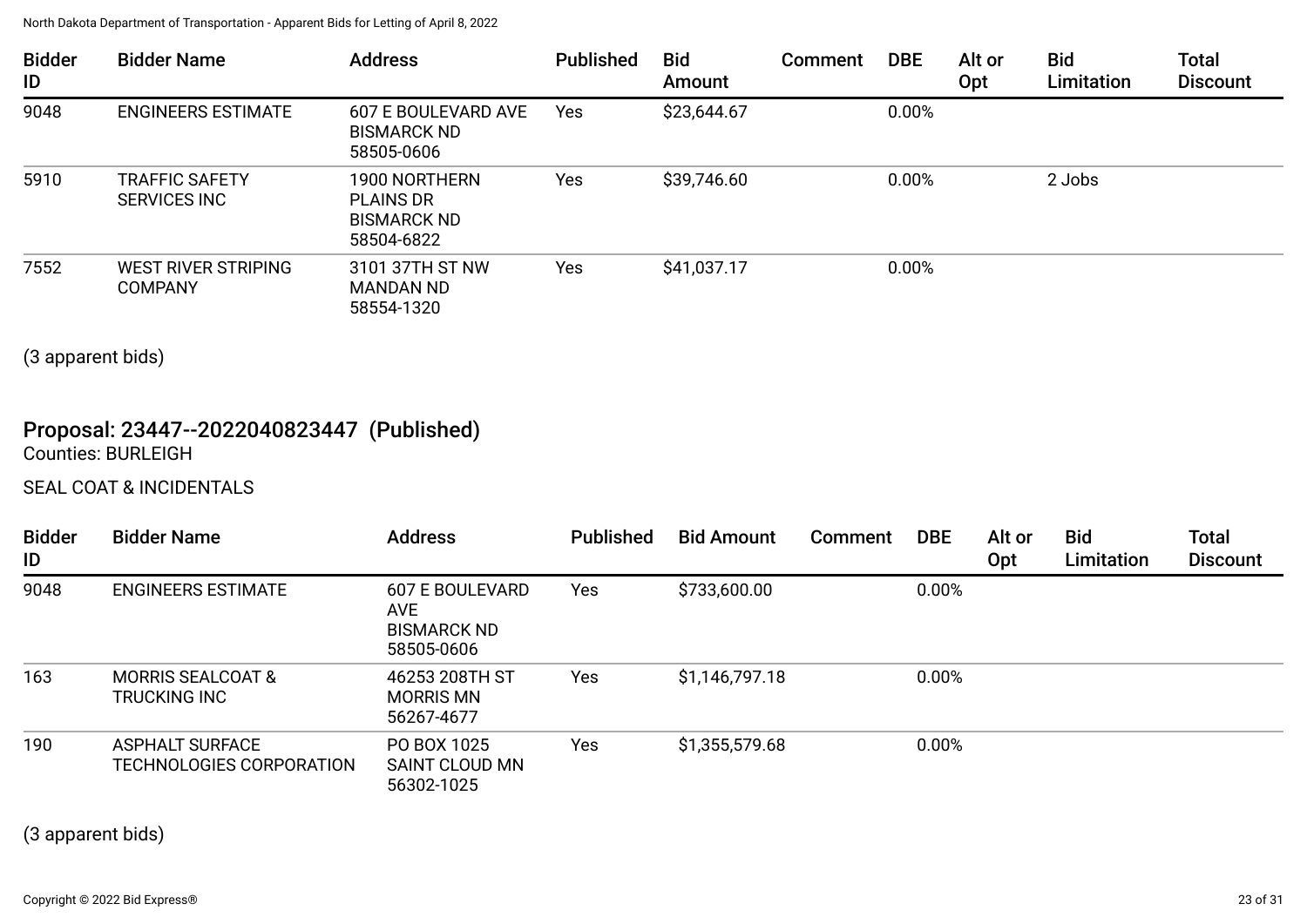| Bidder ID | Bidder Name | Address | Published | Bid Amount | Comment | DBE | Alt or Opt | Bid Limitation | Total Discount |
|---|---|---|---|---|---|---|---|---|---|
| 9048 | ENGINEERS ESTIMATE | 607 E BOULEVARD AVE BISMARCK ND 58505-0606 | Yes | $23,644.67 | | 0.00% | | | |
| 5910 | TRAFFIC SAFETY SERVICES INC | 1900 NORTHERN PLAINS DR BISMARCK ND 58504-6822 | Yes | $39,746.60 | | 0.00% | | 2 Jobs | |
| 7552 | WEST RIVER STRIPING COMPANY | 3101 37TH ST NW MANDAN ND 58554-1320 | Yes | $41,037.17 | | 0.00% | | | |

(3 apparent bids)

## Proposal: 23447--2022040823447 (Published)

Counties: BURLEIGH

SEAL COAT & INCIDENTALS

| Bidder ID | Bidder Name | Address | Published | Bid Amount | Comment | DBE | Alt or Opt | Bid Limitation | Total Discount |
|---|---|---|---|---|---|---|---|---|---|
| 9048 | ENGINEERS ESTIMATE | 607 E BOULEVARD AVE BISMARCK ND 58505-0606 | Yes | $733,600.00 | | 0.00% | | | |
| 163 | MORRIS SEALCOAT & TRUCKING INC | 46253 208TH ST MORRIS MN 56267-4677 | Yes | $1,146,797.18 | | 0.00% | | | |
| 190 | ASPHALT SURFACE TECHNOLOGIES CORPORATION | PO BOX 1025 SAINT CLOUD MN 56302-1025 | Yes | $1,355,579.68 | | 0.00% | | | |

(3 apparent bids)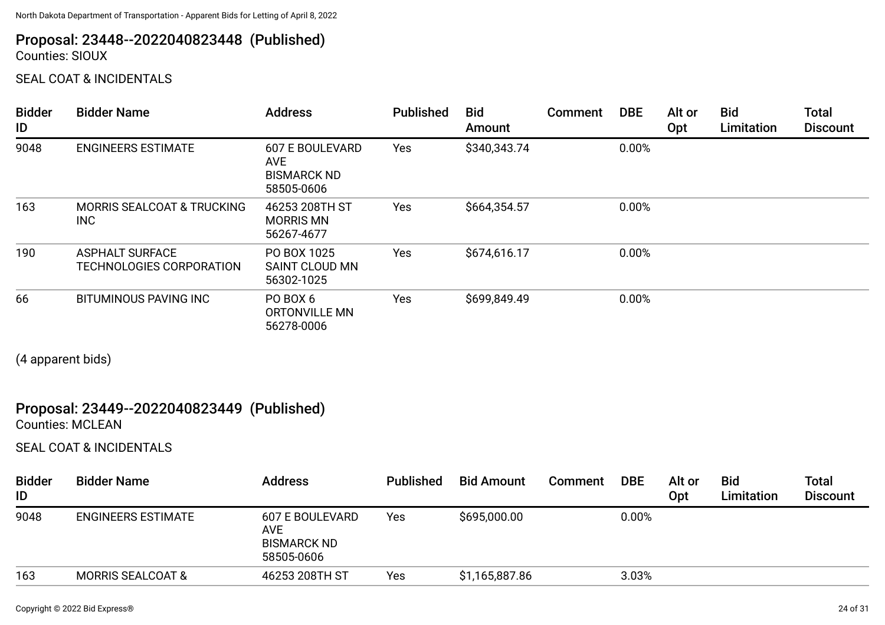## Proposal: 23448--2022040823448 (Published)

Counties: SIOUX

SEAL COAT & INCIDENTALS

| Bidder ID | Bidder Name | Address | Published | Bid Amount | Comment | DBE | Alt or Opt | Bid Limitation | Total Discount |
|---|---|---|---|---|---|---|---|---|---|
| 9048 | ENGINEERS ESTIMATE | 607 E BOULEVARD AVE BISMARCK ND 58505-0606 | Yes | $340,343.74 | | 0.00% | | | |
| 163 | MORRIS SEALCOAT & TRUCKING INC | 46253 208TH ST MORRIS MN 56267-4677 | Yes | $664,354.57 | | 0.00% | | | |
| 190 | ASPHALT SURFACE TECHNOLOGIES CORPORATION | PO BOX 1025 SAINT CLOUD MN 56302-1025 | Yes | $674,616.17 | | 0.00% | | | |
| 66 | BITUMINOUS PAVING INC | PO BOX 6 ORTONVILLE MN 56278-0006 | Yes | $699,849.49 | | 0.00% | | | |

(4 apparent bids)

## Proposal: 23449--2022040823449 (Published)

Counties: MCLEAN

SEAL COAT & INCIDENTALS

| Bidder ID | Bidder Name | Address | Published | Bid Amount | Comment | DBE | Alt or Opt | Bid Limitation | Total Discount |
|---|---|---|---|---|---|---|---|---|---|
| 9048 | ENGINEERS ESTIMATE | 607 E BOULEVARD AVE BISMARCK ND 58505-0606 | Yes | $695,000.00 | | 0.00% | | | |
| 163 | MORRIS SEALCOAT & | 46253 208TH ST | Yes | $1,165,887.86 | | 3.03% | | | |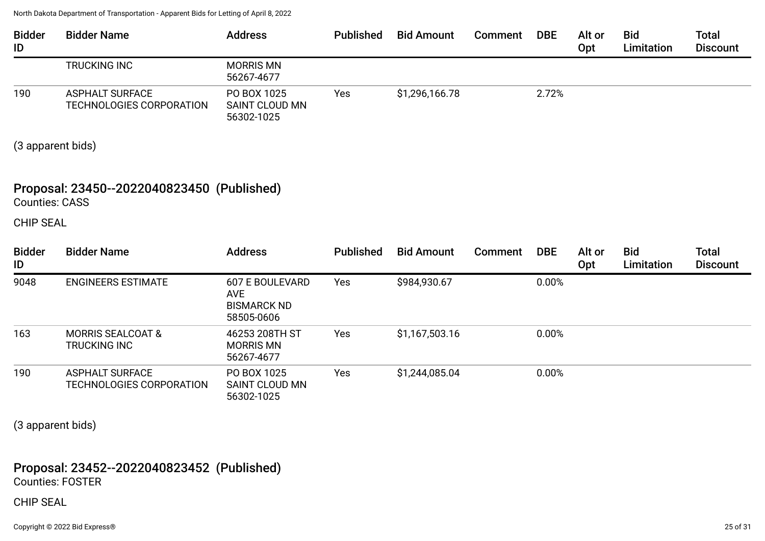| Bidder ID | Bidder Name | Address | Published | Bid Amount | Comment | DBE | Alt or Opt | Bid Limitation | Total Discount |
|---|---|---|---|---|---|---|---|---|---|
| | TRUCKING INC | MORRIS MN 56267-4677 | | | | | | | |
| 190 | ASPHALT SURFACE TECHNOLOGIES CORPORATION | PO BOX 1025 SAINT CLOUD MN 56302-1025 | Yes | $1,296,166.78 | | 2.72% | | | |

(3 apparent bids)

## Proposal: 23450--2022040823450 (Published)

Counties: CASS

CHIP SEAL

| Bidder ID | Bidder Name | Address | Published | Bid Amount | Comment | DBE | Alt or Opt | Bid Limitation | Total Discount |
|---|---|---|---|---|---|---|---|---|---|
| 9048 | ENGINEERS ESTIMATE | 607 E BOULEVARD AVE BISMARCK ND 58505-0606 | Yes | $984,930.67 | | 0.00% | | | |
| 163 | MORRIS SEALCOAT & TRUCKING INC | 46253 208TH ST MORRIS MN 56267-4677 | Yes | $1,167,503.16 | | 0.00% | | | |
| 190 | ASPHALT SURFACE TECHNOLOGIES CORPORATION | PO BOX 1025 SAINT CLOUD MN 56302-1025 | Yes | $1,244,085.04 | | 0.00% | | | |

(3 apparent bids)

## Proposal: 23452--2022040823452 (Published)

Counties: FOSTER

CHIP SEAL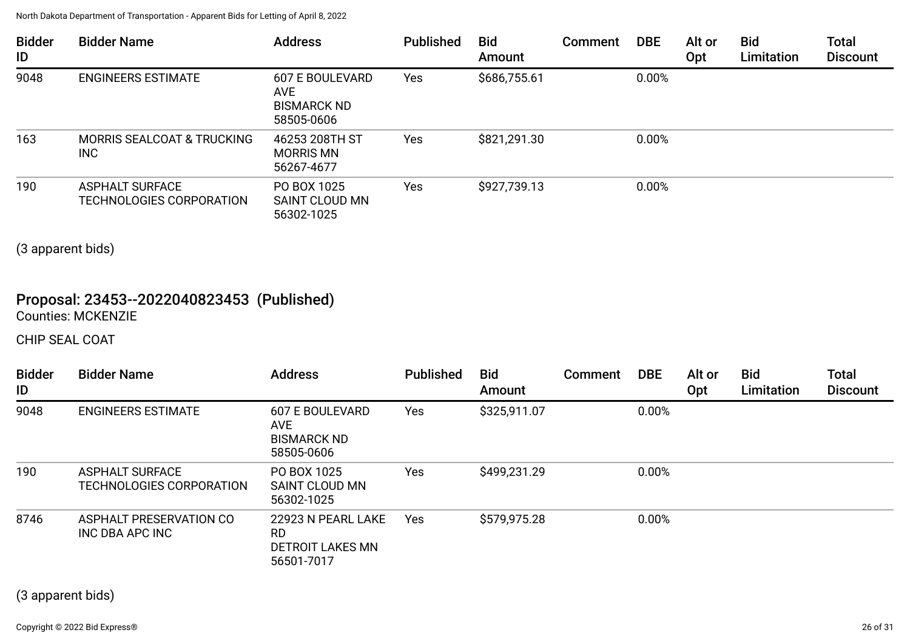| Bidder ID | Bidder Name | Address | Published | Bid Amount | Comment | DBE | Alt or Opt | Bid Limitation | Total Discount |
|---|---|---|---|---|---|---|---|---|---|
| 9048 | ENGINEERS ESTIMATE | 607 E BOULEVARD AVE BISMARCK ND 58505-0606 | Yes | $686,755.61 | | 0.00% | | | |
| 163 | MORRIS SEALCOAT & TRUCKING INC | 46253 208TH ST MORRIS MN 56267-4677 | Yes | $821,291.30 | | 0.00% | | | |
| 190 | ASPHALT SURFACE TECHNOLOGIES CORPORATION | PO BOX 1025 SAINT CLOUD MN 56302-1025 | Yes | $927,739.13 | | 0.00% | | | |

(3 apparent bids)

## Proposal: 23453--2022040823453 (Published)

Counties: MCKENZIE

CHIP SEAL COAT

| Bidder ID | Bidder Name | Address | Published | Bid Amount | Comment | DBE | Alt or Opt | Bid Limitation | Total Discount |
|---|---|---|---|---|---|---|---|---|---|
| 9048 | ENGINEERS ESTIMATE | 607 E BOULEVARD AVE BISMARCK ND 58505-0606 | Yes | $325,911.07 | | 0.00% | | | |
| 190 | ASPHALT SURFACE TECHNOLOGIES CORPORATION | PO BOX 1025 SAINT CLOUD MN 56302-1025 | Yes | $499,231.29 | | 0.00% | | | |
| 8746 | ASPHALT PRESERVATION CO INC DBA APC INC | 22923 N PEARL LAKE RD DETROIT LAKES MN 56501-7017 | Yes | $579,975.28 | | 0.00% | | | |

(3 apparent bids)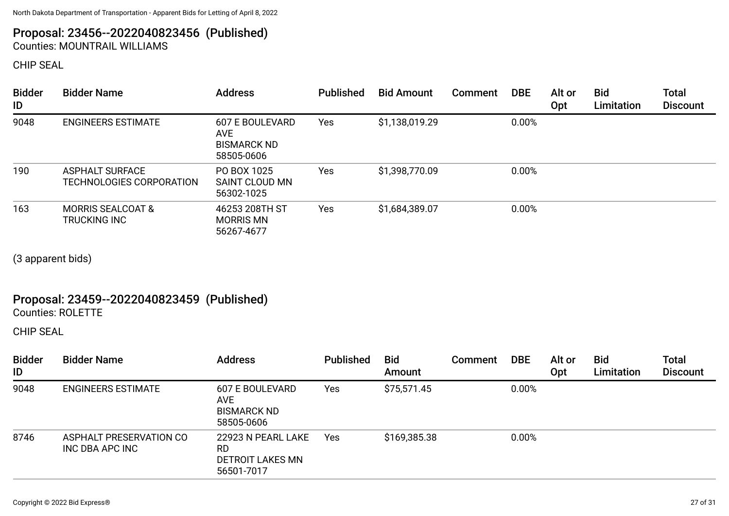## Proposal: 23456--2022040823456 (Published)

Counties: MOUNTRAIL WILLIAMS

CHIP SEAL

| Bidder ID | Bidder Name | Address | Published | Bid Amount | Comment | DBE | Alt or Opt | Bid Limitation | Total Discount |
|---|---|---|---|---|---|---|---|---|---|
| 9048 | ENGINEERS ESTIMATE | 607 E BOULEVARD AVE BISMARCK ND 58505-0606 | Yes | $1,138,019.29 | | 0.00% | | | |
| 190 | ASPHALT SURFACE TECHNOLOGIES CORPORATION | PO BOX 1025 SAINT CLOUD MN 56302-1025 | Yes | $1,398,770.09 | | 0.00% | | | |
| 163 | MORRIS SEALCOAT & TRUCKING INC | 46253 208TH ST MORRIS MN 56267-4677 | Yes | $1,684,389.07 | | 0.00% | | | |

(3 apparent bids)

## Proposal: 23459--2022040823459 (Published)

Counties: ROLETTE

CHIP SEAL

| Bidder ID | Bidder Name | Address | Published | Bid Amount | Comment | DBE | Alt or Opt | Bid Limitation | Total Discount |
|---|---|---|---|---|---|---|---|---|---|
| 9048 | ENGINEERS ESTIMATE | 607 E BOULEVARD AVE BISMARCK ND 58505-0606 | Yes | $75,571.45 | | 0.00% | | | |
| 8746 | ASPHALT PRESERVATION CO INC DBA APC INC | 22923 N PEARL LAKE RD DETROIT LAKES MN 56501-7017 | Yes | $169,385.38 | | 0.00% | | | |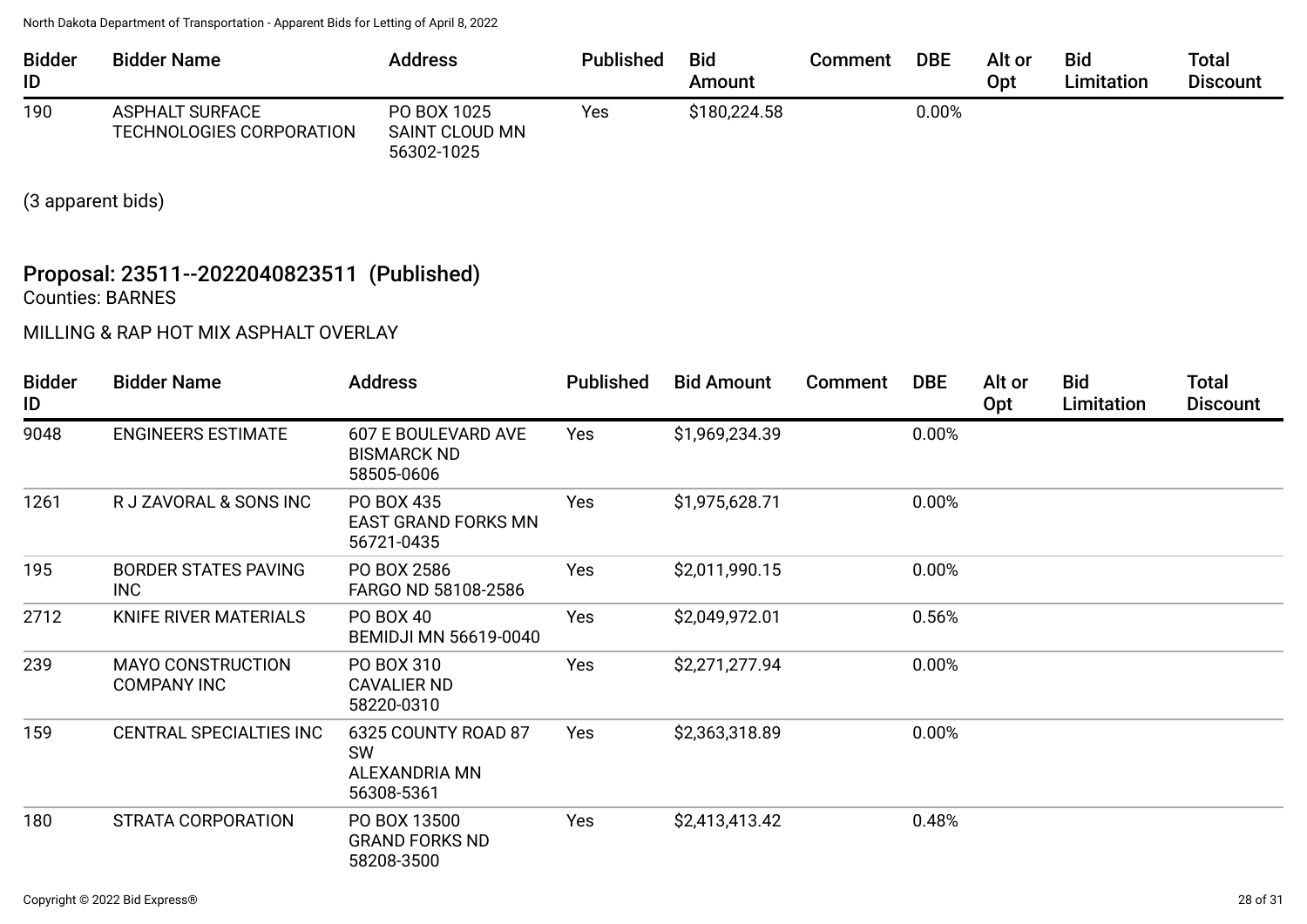| Bidder ID | Bidder Name | Address | Published | Bid Amount | Comment | DBE | Alt or Opt | Bid Limitation | Total Discount |
|---|---|---|---|---|---|---|---|---|---|
| 190 | ASPHALT SURFACE TECHNOLOGIES CORPORATION | PO BOX 1025 SAINT CLOUD MN 56302-1025 | Yes | $180,224.58 | | 0.00% | | | |

(3 apparent bids)

## Proposal: 23511--2022040823511 (Published)

Counties: BARNES

MILLING & RAP HOT MIX ASPHALT OVERLAY

| Bidder ID | Bidder Name | Address | Published | Bid Amount | Comment | DBE | Alt or Opt | Bid Limitation | Total Discount |
|---|---|---|---|---|---|---|---|---|---|
| 9048 | ENGINEERS ESTIMATE | 607 E BOULEVARD AVE BISMARCK ND 58505-0606 | Yes | $1,969,234.39 | | 0.00% | | | |
| 1261 | R J ZAVORAL & SONS INC | PO BOX 435 EAST GRAND FORKS MN 56721-0435 | Yes | $1,975,628.71 | | 0.00% | | | |
| 195 | BORDER STATES PAVING INC | PO BOX 2586 FARGO ND 58108-2586 | Yes | $2,011,990.15 | | 0.00% | | | |
| 2712 | KNIFE RIVER MATERIALS | PO BOX 40 BEMIDJI MN 56619-0040 | Yes | $2,049,972.01 | | 0.56% | | | |
| 239 | MAYO CONSTRUCTION COMPANY INC | PO BOX 310 CAVALIER ND 58220-0310 | Yes | $2,271,277.94 | | 0.00% | | | |
| 159 | CENTRAL SPECIALTIES INC | 6325 COUNTY ROAD 87 SW ALEXANDRIA MN 56308-5361 | Yes | $2,363,318.89 | | 0.00% | | | |
| 180 | STRATA CORPORATION | PO BOX 13500 GRAND FORKS ND 58208-3500 | Yes | $2,413,413.42 | | 0.48% | | | |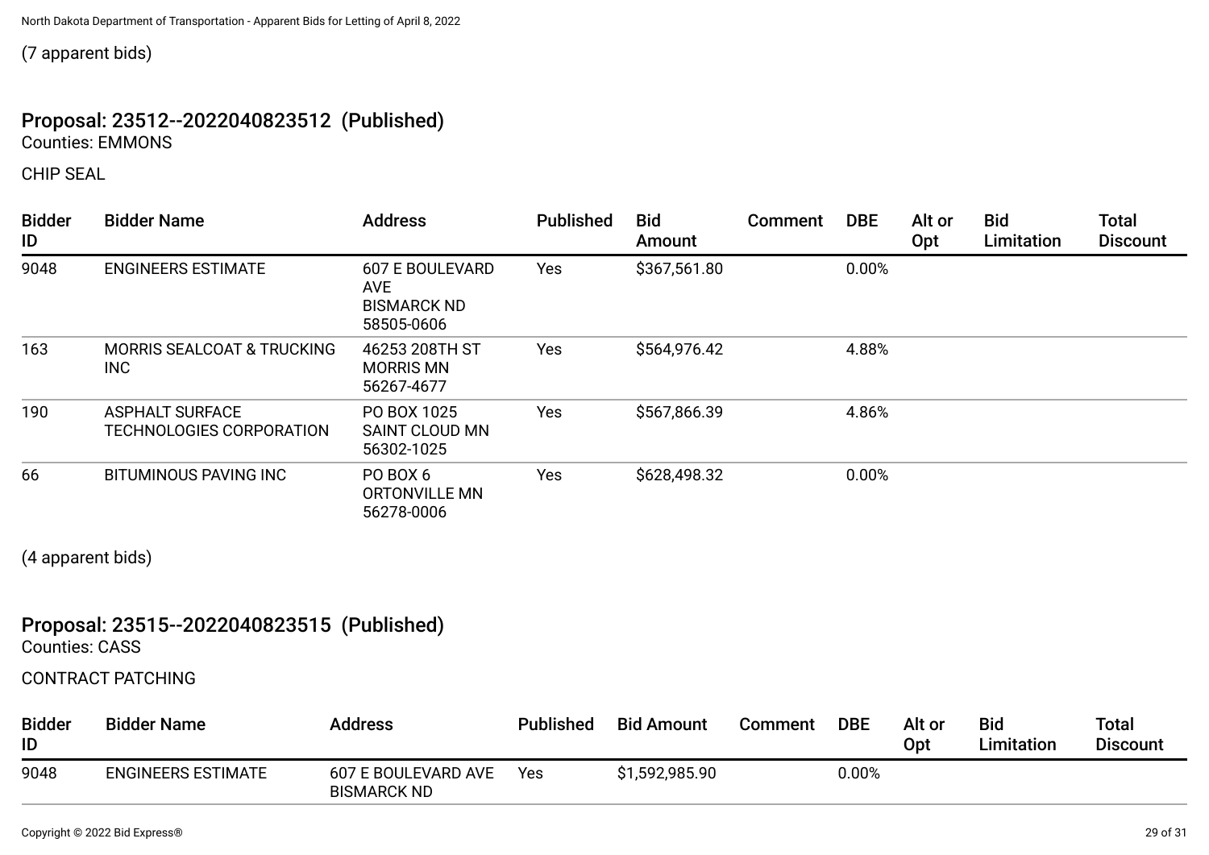(7 apparent bids)

## Proposal: 23512--2022040823512 (Published)

Counties: EMMONS

CHIP SEAL

| Bidder ID | Bidder Name | Address | Published | Bid Amount | Comment | DBE | Alt or Opt | Bid Limitation | Total Discount |
|---|---|---|---|---|---|---|---|---|---|
| 9048 | ENGINEERS ESTIMATE | 607 E BOULEVARD AVE BISMARCK ND 58505-0606 | Yes | $367,561.80 | | 0.00% | | | |
| 163 | MORRIS SEALCOAT & TRUCKING INC | 46253 208TH ST MORRIS MN 56267-4677 | Yes | $564,976.42 | | 4.88% | | | |
| 190 | ASPHALT SURFACE TECHNOLOGIES CORPORATION | PO BOX 1025 SAINT CLOUD MN 56302-1025 | Yes | $567,866.39 | | 4.86% | | | |
| 66 | BITUMINOUS PAVING INC | PO BOX 6 ORTONVILLE MN 56278-0006 | Yes | $628,498.32 | | 0.00% | | | |

(4 apparent bids)

## Proposal: 23515--2022040823515 (Published)

Counties: CASS

CONTRACT PATCHING

| Bidder ID | Bidder Name | Address | Published | Bid Amount | Comment | DBE | Alt or Opt | Bid Limitation | Total Discount |
|---|---|---|---|---|---|---|---|---|---|
| 9048 | ENGINEERS ESTIMATE | 607 E BOULEVARD AVE BISMARCK ND | Yes | $1,592,985.90 | | 0.00% | | | |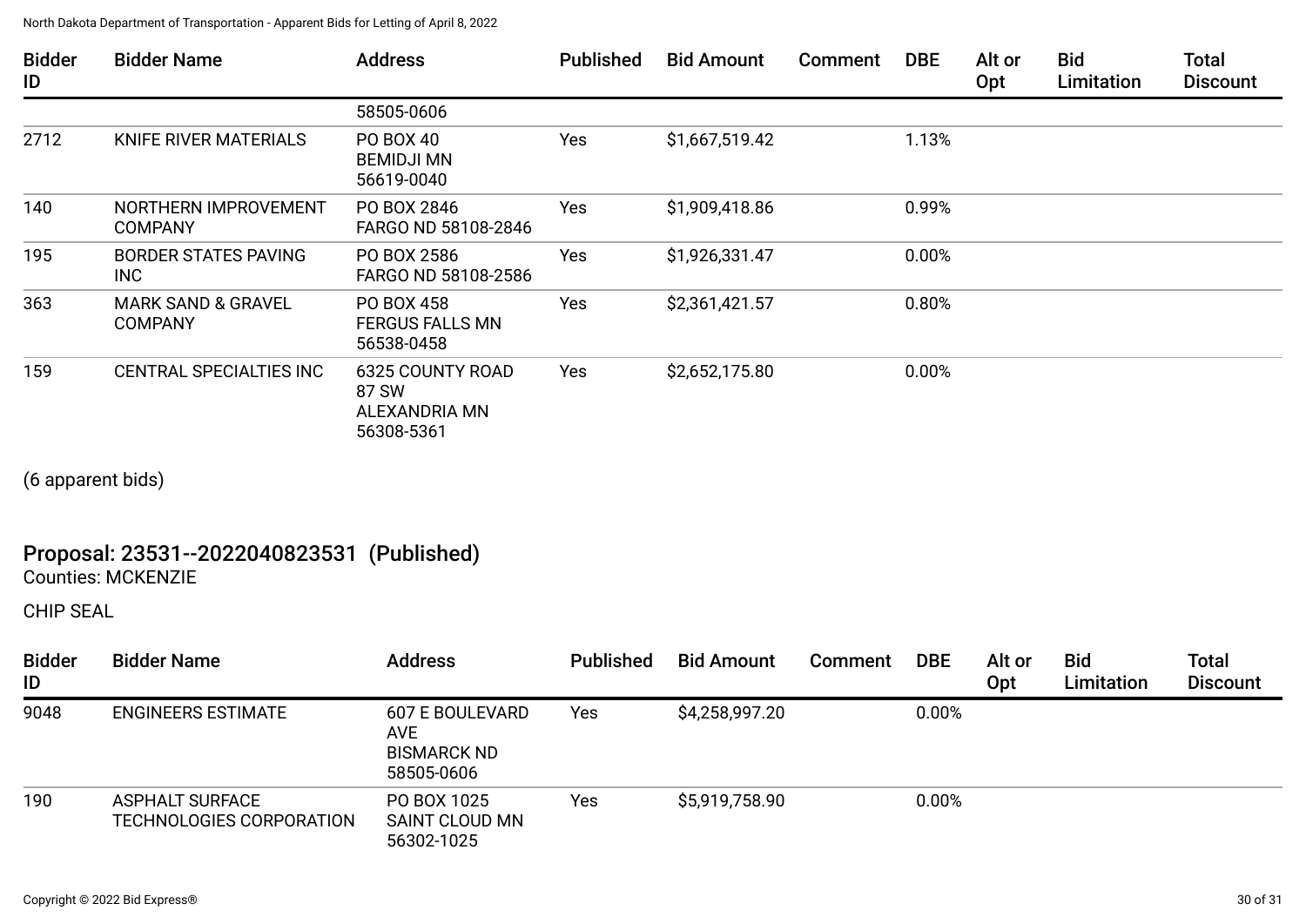| Bidder ID | Bidder Name | Address | Published | Bid Amount | Comment | DBE | Alt or Opt | Bid Limitation | Total Discount |
|---|---|---|---|---|---|---|---|---|---|
| | | 58505-0606 | | | | | | | |
| 2712 | KNIFE RIVER MATERIALS | PO BOX 40 BEMIDJI MN 56619-0040 | Yes | $1,667,519.42 | | 1.13% | | | |
| 140 | NORTHERN IMPROVEMENT COMPANY | PO BOX 2846 FARGO ND 58108-2846 | Yes | $1,909,418.86 | | 0.99% | | | |
| 195 | BORDER STATES PAVING INC | PO BOX 2586 FARGO ND 58108-2586 | Yes | $1,926,331.47 | | 0.00% | | | |
| 363 | MARK SAND & GRAVEL COMPANY | PO BOX 458 FERGUS FALLS MN 56538-0458 | Yes | $2,361,421.57 | | 0.80% | | | |
| 159 | CENTRAL SPECIALTIES INC | 6325 COUNTY ROAD 87 SW ALEXANDRIA MN 56308-5361 | Yes | $2,652,175.80 | | 0.00% | | | |

(6 apparent bids)

## Proposal: 23531--2022040823531 (Published)

Counties: MCKENZIE

CHIP SEAL

| Bidder ID | Bidder Name | Address | Published | Bid Amount | Comment | DBE | Alt or Opt | Bid Limitation | Total Discount |
|---|---|---|---|---|---|---|---|---|---|
| 9048 | ENGINEERS ESTIMATE | 607 E BOULEVARD AVE BISMARCK ND 58505-0606 | Yes | $4,258,997.20 | | 0.00% | | | |
| 190 | ASPHALT SURFACE TECHNOLOGIES CORPORATION | PO BOX 1025 SAINT CLOUD MN 56302-1025 | Yes | $5,919,758.90 | | 0.00% | | | |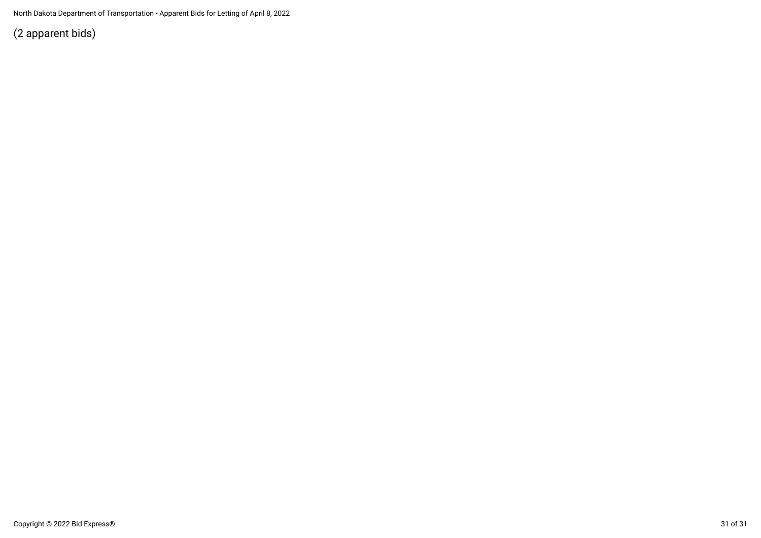(2 apparent bids)